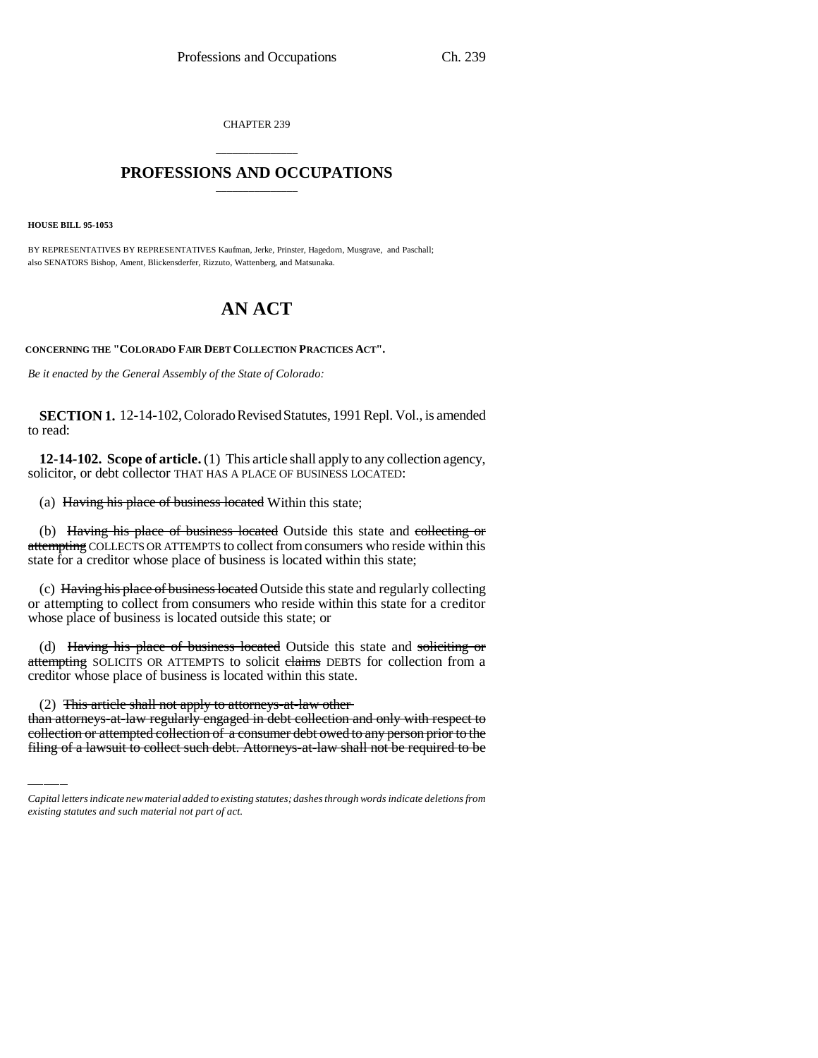CHAPTER 239

# PROFESSIONS AND OCCUPATIONS

**HOUSE BILL 95-1053**

BY REPRESENTATIVES BY REPRESENTATIVES Kaufman, Jerke, Prinster, Hagedorn, Musgrave, and Paschall; also SENATORS Bishop, Ament, Blickensderfer, Rizzuto, Wattenberg, and Matsunaka.

# AN ACT

**CONCERNING THE "COLORADO FAIR DEBT COLLECTION PRACTICES ACT".**

*Be it enacted by the General Assembly of the State of Colorado:*

**SECTION 1.** 12-14-102, Colorado Revised Statutes, 1991 Repl. Vol., is amended to read:

**12-14-102. Scope of article.** (1) This article shall apply to any collection agency, solicitor, or debt collector THAT HAS A PLACE OF BUSINESS LOCATED:

(a) ~~Having his place of business located~~ Within this state;

(b) ~~Having his place of business located~~ Outside this state and ~~collecting or attempting~~ COLLECTS OR ATTEMPTS to collect from consumers who reside within this state for a creditor whose place of business is located within this state;

(c) ~~Having his place of business located~~ Outside this state and regularly collecting or attempting to collect from consumers who reside within this state for a creditor whose place of business is located outside this state; or

(d) ~~Having his place of business located~~ Outside this state and ~~soliciting or attempting~~ SOLICITS OR ATTEMPTS to solicit ~~claims~~ DEBTS for collection from a creditor whose place of business is located within this state.

(2) ~~This article shall not apply to attorneys-at-law other than attorneys-at-law regularly engaged in debt collection and only with respect to collection or attempted collection of a consumer debt owed to any person prior to the filing of a lawsuit to collect such debt. Attorneys-at-law shall not be required to be~~

*Capital letters indicate new material added to existing statutes; dashes through words indicate deletions from existing statutes and such material not part of act.*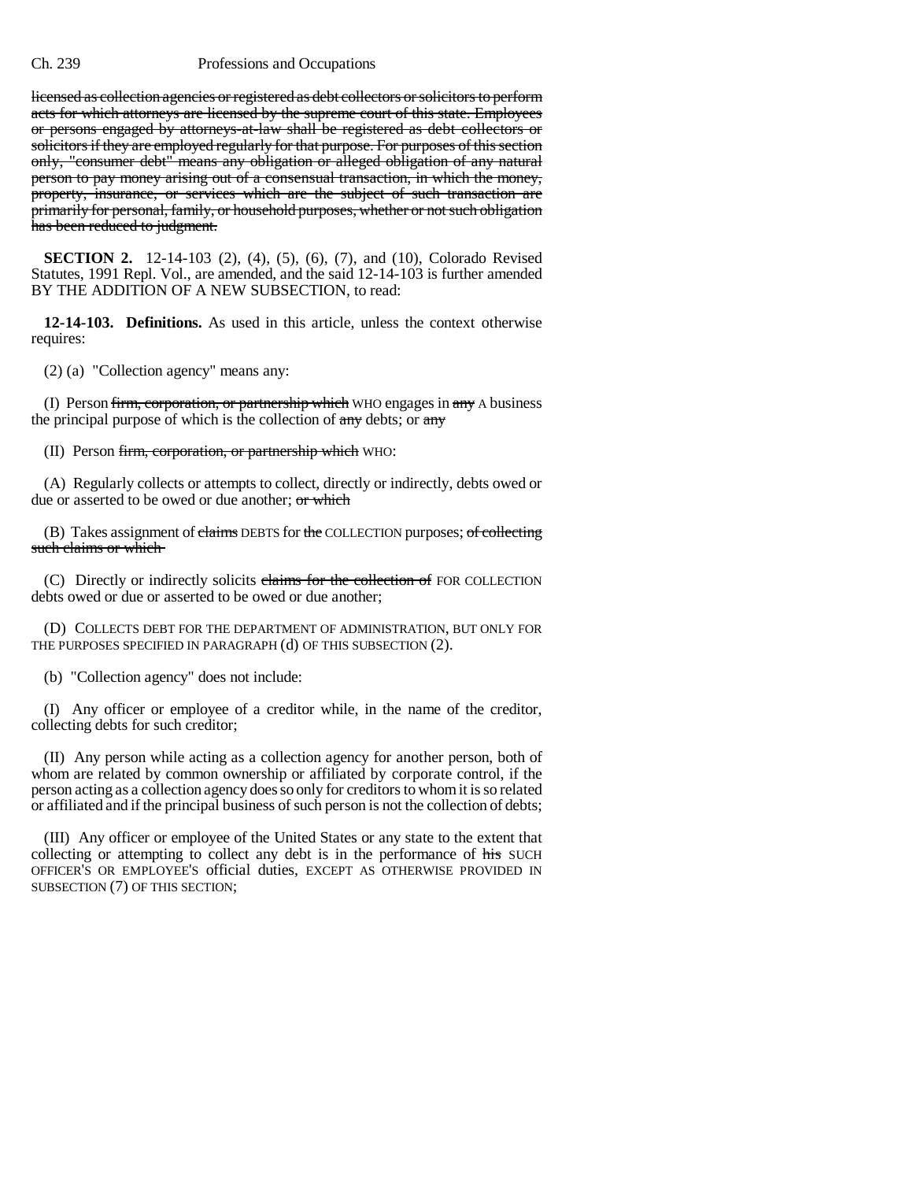~~licensed as collection agencies or registered as debt collectors or solicitors to perform acts for which attorneys are licensed by the supreme court of this state. Employees or persons engaged by attorneys-at-law shall be registered as debt collectors or solicitors if they are employed regularly for that purpose. For purposes of this section only, "consumer debt" means any obligation or alleged obligation of any natural person to pay money arising out of a consensual transaction, in which the money, property, insurance, or services which are the subject of such transaction are primarily for personal, family, or household purposes, whether or not such obligation has been reduced to judgment.~~

**SECTION 2.** 12-14-103 (2), (4), (5), (6), (7), and (10), Colorado Revised Statutes, 1991 Repl. Vol., are amended, and the said 12-14-103 is further amended BY THE ADDITION OF A NEW SUBSECTION, to read:

**12-14-103. Definitions.** As used in this article, unless the context otherwise requires:

(2) (a) "Collection agency" means any:

(I) Person ~~firm, corporation, or partnership which~~ WHO engages in ~~any~~ A business the principal purpose of which is the collection of ~~any~~ debts; or ~~any~~

(II) Person ~~firm, corporation, or partnership which~~ WHO:

(A) Regularly collects or attempts to collect, directly or indirectly, debts owed or due or asserted to be owed or due another; ~~or which~~

(B) Takes assignment of ~~claims~~ DEBTS for ~~the~~ COLLECTION purposes; ~~of collecting such claims or which~~

(C) Directly or indirectly solicits ~~claims for the collection of~~ FOR COLLECTION debts owed or due or asserted to be owed or due another;

(D) COLLECTS DEBT FOR THE DEPARTMENT OF ADMINISTRATION, BUT ONLY FOR THE PURPOSES SPECIFIED IN PARAGRAPH (d) OF THIS SUBSECTION (2).

(b) "Collection agency" does not include:

(I) Any officer or employee of a creditor while, in the name of the creditor, collecting debts for such creditor;

(II) Any person while acting as a collection agency for another person, both of whom are related by common ownership or affiliated by corporate control, if the person acting as a collection agency does so only for creditors to whom it is so related or affiliated and if the principal business of such person is not the collection of debts;

(III) Any officer or employee of the United States or any state to the extent that collecting or attempting to collect any debt is in the performance of ~~his~~ SUCH OFFICER'S OR EMPLOYEE'S official duties, EXCEPT AS OTHERWISE PROVIDED IN SUBSECTION (7) OF THIS SECTION;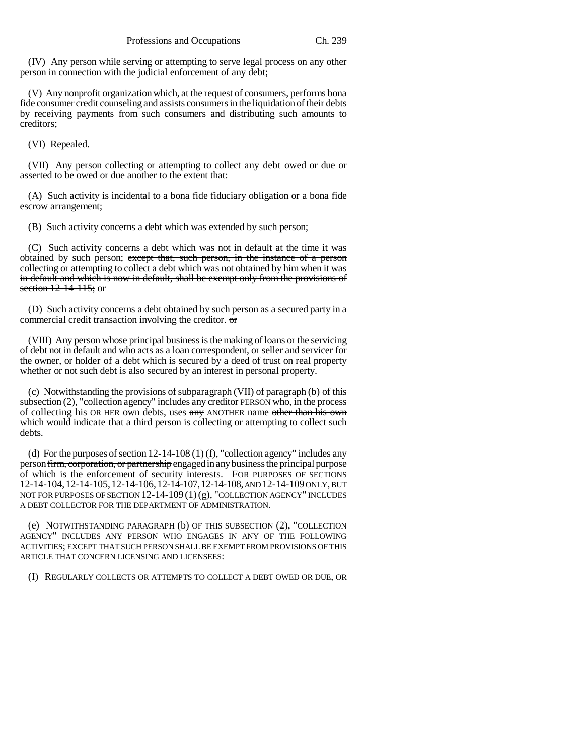(IV) Any person while serving or attempting to serve legal process on any other person in connection with the judicial enforcement of any debt;

(V) Any nonprofit organization which, at the request of consumers, performs bona fide consumer credit counseling and assists consumers in the liquidation of their debts by receiving payments from such consumers and distributing such amounts to creditors;

(VI) Repealed.

(VII) Any person collecting or attempting to collect any debt owed or due or asserted to be owed or due another to the extent that:

(A) Such activity is incidental to a bona fide fiduciary obligation or a bona fide escrow arrangement;

(B) Such activity concerns a debt which was extended by such person;

(C) Such activity concerns a debt which was not in default at the time it was obtained by such person; ~~except that, such person, in the instance of a person collecting or attempting to collect a debt which was not obtained by him when it was in default and which is now in default, shall be exempt only from the provisions of section 12-14-115;~~ or

(D) Such activity concerns a debt obtained by such person as a secured party in a commercial credit transaction involving the creditor. ~~or~~

(VIII) Any person whose principal business is the making of loans or the servicing of debt not in default and who acts as a loan correspondent, or seller and servicer for the owner, or holder of a debt which is secured by a deed of trust on real property whether or not such debt is also secured by an interest in personal property.

(c) Notwithstanding the provisions of subparagraph (VII) of paragraph (b) of this subsection (2), "collection agency" includes any ~~creditor~~ PERSON who, in the process of collecting his OR HER own debts, uses ~~any~~ ANOTHER name ~~other than his own~~ which would indicate that a third person is collecting or attempting to collect such debts.

(d) For the purposes of section 12-14-108 (1) (f), "collection agency" includes any person ~~firm, corporation, or partnership~~ engaged in any business the principal purpose of which is the enforcement of security interests. FOR PURPOSES OF SECTIONS 12-14-104, 12-14-105, 12-14-106, 12-14-107, 12-14-108, AND 12-14-109 ONLY, BUT NOT FOR PURPOSES OF SECTION 12-14-109 (1) (g), "COLLECTION AGENCY" INCLUDES A DEBT COLLECTOR FOR THE DEPARTMENT OF ADMINISTRATION.

(e) NOTWITHSTANDING PARAGRAPH (b) OF THIS SUBSECTION (2), "COLLECTION AGENCY" INCLUDES ANY PERSON WHO ENGAGES IN ANY OF THE FOLLOWING ACTIVITIES; EXCEPT THAT SUCH PERSON SHALL BE EXEMPT FROM PROVISIONS OF THIS ARTICLE THAT CONCERN LICENSING AND LICENSEES:

(I) REGULARLY COLLECTS OR ATTEMPTS TO COLLECT A DEBT OWED OR DUE, OR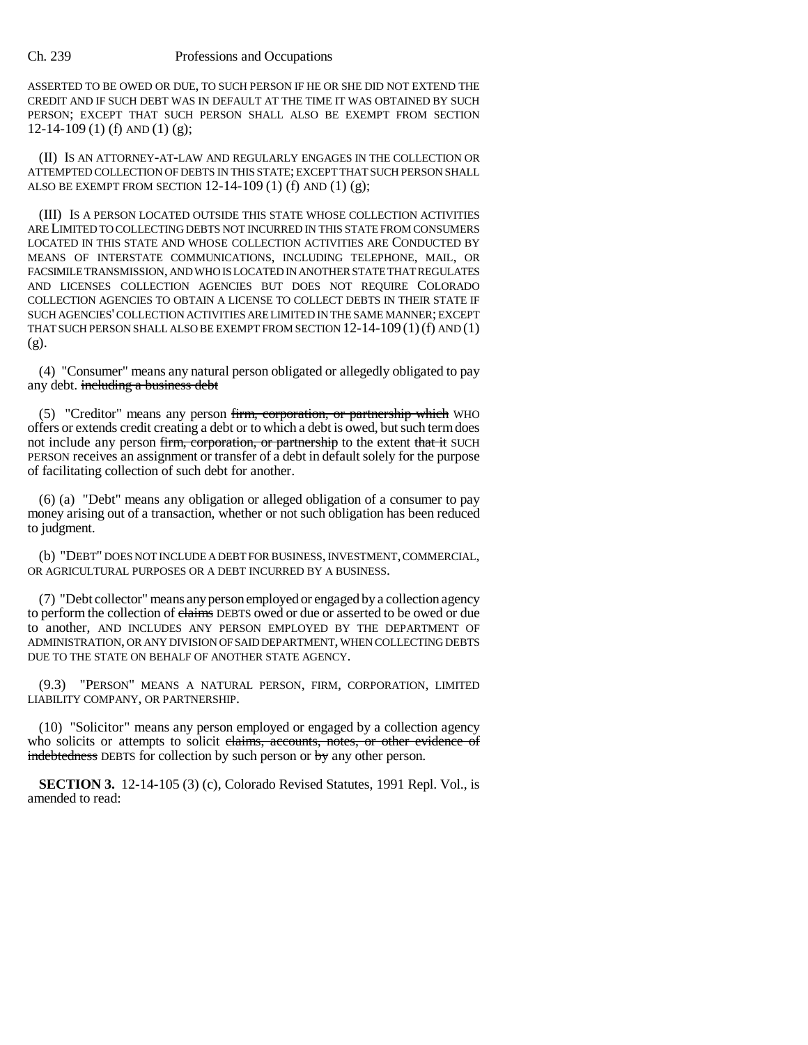ASSERTED TO BE OWED OR DUE, TO SUCH PERSON IF HE OR SHE DID NOT EXTEND THE CREDIT AND IF SUCH DEBT WAS IN DEFAULT AT THE TIME IT WAS OBTAINED BY SUCH PERSON; EXCEPT THAT SUCH PERSON SHALL ALSO BE EXEMPT FROM SECTION 12-14-109 (1) (f) AND (1) (g);

(II) IS AN ATTORNEY-AT-LAW AND REGULARLY ENGAGES IN THE COLLECTION OR ATTEMPTED COLLECTION OF DEBTS IN THIS STATE; EXCEPT THAT SUCH PERSON SHALL ALSO BE EXEMPT FROM SECTION 12-14-109 (1) (f) AND (1) (g);

(III) IS A PERSON LOCATED OUTSIDE THIS STATE WHOSE COLLECTION ACTIVITIES ARE LIMITED TO COLLECTING DEBTS NOT INCURRED IN THIS STATE FROM CONSUMERS LOCATED IN THIS STATE AND WHOSE COLLECTION ACTIVITIES ARE CONDUCTED BY MEANS OF INTERSTATE COMMUNICATIONS, INCLUDING TELEPHONE, MAIL, OR FACSIMILE TRANSMISSION, AND WHO IS LOCATED IN ANOTHER STATE THAT REGULATES AND LICENSES COLLECTION AGENCIES BUT DOES NOT REQUIRE COLORADO COLLECTION AGENCIES TO OBTAIN A LICENSE TO COLLECT DEBTS IN THEIR STATE IF SUCH AGENCIES' COLLECTION ACTIVITIES ARE LIMITED IN THE SAME MANNER; EXCEPT THAT SUCH PERSON SHALL ALSO BE EXEMPT FROM SECTION 12-14-109 (1) (f) AND (1) (g).

(4) "Consumer" means any natural person obligated or allegedly obligated to pay any debt. ~~including a business debt~~

(5) "Creditor" means any person ~~firm, corporation, or partnership which~~ WHO offers or extends credit creating a debt or to which a debt is owed, but such term does not include any person ~~firm, corporation, or partnership~~ to the extent ~~that it~~ SUCH PERSON receives an assignment or transfer of a debt in default solely for the purpose of facilitating collection of such debt for another.

(6) (a) "Debt" means any obligation or alleged obligation of a consumer to pay money arising out of a transaction, whether or not such obligation has been reduced to judgment.

(b) "DEBT" DOES NOT INCLUDE A DEBT FOR BUSINESS, INVESTMENT, COMMERCIAL, OR AGRICULTURAL PURPOSES OR A DEBT INCURRED BY A BUSINESS.

(7) "Debt collector" means any person employed or engaged by a collection agency to perform the collection of ~~claims~~ DEBTS owed or due or asserted to be owed or due to another, AND INCLUDES ANY PERSON EMPLOYED BY THE DEPARTMENT OF ADMINISTRATION, OR ANY DIVISION OF SAID DEPARTMENT, WHEN COLLECTING DEBTS DUE TO THE STATE ON BEHALF OF ANOTHER STATE AGENCY.

(9.3) "PERSON" MEANS A NATURAL PERSON, FIRM, CORPORATION, LIMITED LIABILITY COMPANY, OR PARTNERSHIP.

(10) "Solicitor" means any person employed or engaged by a collection agency who solicits or attempts to solicit ~~claims, accounts, notes, or other evidence of indebtedness~~ DEBTS for collection by such person or ~~by~~ any other person.

**SECTION 3.** 12-14-105 (3) (c), Colorado Revised Statutes, 1991 Repl. Vol., is amended to read: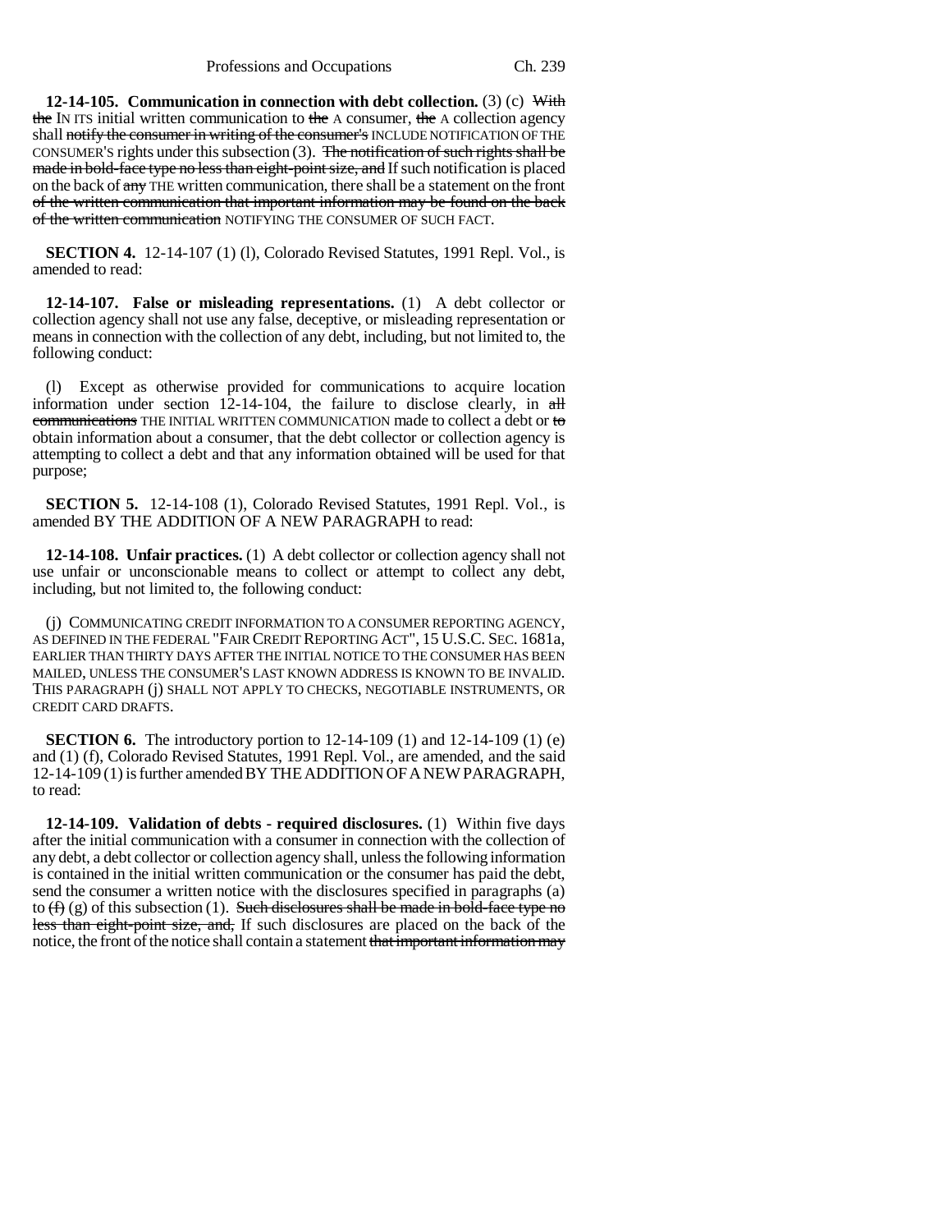**12-14-105. Communication in connection with debt collection.** (3) (c) ~~With the~~ IN ITS initial written communication to ~~the~~ A consumer, ~~the~~ A collection agency shall ~~notify the consumer in writing of the consumer's~~ INCLUDE NOTIFICATION OF THE CONSUMER'S rights under this subsection (3). ~~The notification of such rights shall be made in bold-face type no less than eight-point size, and~~ If such notification is placed on the back of ~~any~~ THE written communication, there shall be a statement on the front ~~of the written communication that important information may be found on the back of the written communication~~ NOTIFYING THE CONSUMER OF SUCH FACT.

**SECTION 4.** 12-14-107 (1) (l), Colorado Revised Statutes, 1991 Repl. Vol., is amended to read:

**12-14-107. False or misleading representations.** (1) A debt collector or collection agency shall not use any false, deceptive, or misleading representation or means in connection with the collection of any debt, including, but not limited to, the following conduct:

(l) Except as otherwise provided for communications to acquire location information under section 12-14-104, the failure to disclose clearly, in ~~all communications~~ THE INITIAL WRITTEN COMMUNICATION made to collect a debt or ~~to~~ obtain information about a consumer, that the debt collector or collection agency is attempting to collect a debt and that any information obtained will be used for that purpose;

**SECTION 5.** 12-14-108 (1), Colorado Revised Statutes, 1991 Repl. Vol., is amended BY THE ADDITION OF A NEW PARAGRAPH to read:

**12-14-108. Unfair practices.** (1) A debt collector or collection agency shall not use unfair or unconscionable means to collect or attempt to collect any debt, including, but not limited to, the following conduct:

(j) COMMUNICATING CREDIT INFORMATION TO A CONSUMER REPORTING AGENCY, AS DEFINED IN THE FEDERAL "FAIR CREDIT REPORTING ACT", 15 U.S.C. SEC. 1681a, EARLIER THAN THIRTY DAYS AFTER THE INITIAL NOTICE TO THE CONSUMER HAS BEEN MAILED, UNLESS THE CONSUMER'S LAST KNOWN ADDRESS IS KNOWN TO BE INVALID. THIS PARAGRAPH (j) SHALL NOT APPLY TO CHECKS, NEGOTIABLE INSTRUMENTS, OR CREDIT CARD DRAFTS.

**SECTION 6.** The introductory portion to 12-14-109 (1) and 12-14-109 (1) (e) and (1) (f), Colorado Revised Statutes, 1991 Repl. Vol., are amended, and the said 12-14-109 (1) is further amended BY THE ADDITION OF A NEW PARAGRAPH, to read:

**12-14-109. Validation of debts - required disclosures.** (1) Within five days after the initial communication with a consumer in connection with the collection of any debt, a debt collector or collection agency shall, unless the following information is contained in the initial written communication or the consumer has paid the debt, send the consumer a written notice with the disclosures specified in paragraphs (a) to ~~(f)~~ (g) of this subsection (1). ~~Such disclosures shall be made in bold-face type no less than eight-point size, and,~~ If such disclosures are placed on the back of the notice, the front of the notice shall contain a statement ~~that important information may~~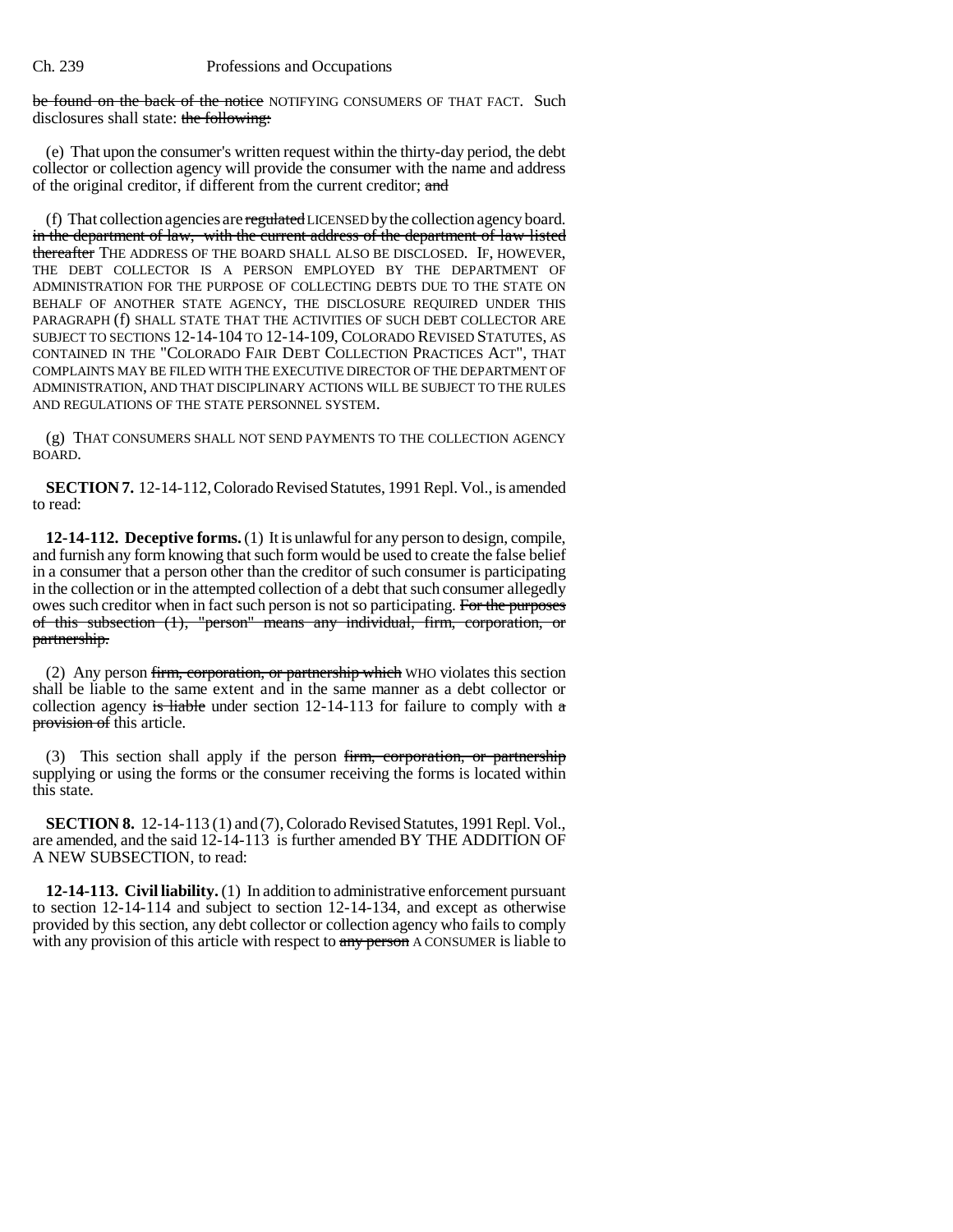be found on the back of the notice NOTIFYING CONSUMERS OF THAT FACT. Such disclosures shall state: the following:

(e) That upon the consumer's written request within the thirty-day period, the debt collector or collection agency will provide the consumer with the name and address of the original creditor, if different from the current creditor; and

(f) That collection agencies are regulated LICENSED by the collection agency board. in the department of law, with the current address of the department of law listed thereafter THE ADDRESS OF THE BOARD SHALL ALSO BE DISCLOSED. IF, HOWEVER, THE DEBT COLLECTOR IS A PERSON EMPLOYED BY THE DEPARTMENT OF ADMINISTRATION FOR THE PURPOSE OF COLLECTING DEBTS DUE TO THE STATE ON BEHALF OF ANOTHER STATE AGENCY, THE DISCLOSURE REQUIRED UNDER THIS PARAGRAPH (f) SHALL STATE THAT THE ACTIVITIES OF SUCH DEBT COLLECTOR ARE SUBJECT TO SECTIONS 12-14-104 TO 12-14-109, COLORADO REVISED STATUTES, AS CONTAINED IN THE "COLORADO FAIR DEBT COLLECTION PRACTICES ACT", THAT COMPLAINTS MAY BE FILED WITH THE EXECUTIVE DIRECTOR OF THE DEPARTMENT OF ADMINISTRATION, AND THAT DISCIPLINARY ACTIONS WILL BE SUBJECT TO THE RULES AND REGULATIONS OF THE STATE PERSONNEL SYSTEM.

(g) THAT CONSUMERS SHALL NOT SEND PAYMENTS TO THE COLLECTION AGENCY BOARD.

**SECTION 7.** 12-14-112, Colorado Revised Statutes, 1991 Repl. Vol., is amended to read:

**12-14-112. Deceptive forms.** (1) It is unlawful for any person to design, compile, and furnish any form knowing that such form would be used to create the false belief in a consumer that a person other than the creditor of such consumer is participating in the collection or in the attempted collection of a debt that such consumer allegedly owes such creditor when in fact such person is not so participating. For the purposes of this subsection (1), "person" means any individual, firm, corporation, or partnership.

(2) Any person firm, corporation, or partnership which WHO violates this section shall be liable to the same extent and in the same manner as a debt collector or collection agency is liable under section 12-14-113 for failure to comply with a provision of this article.

(3) This section shall apply if the person firm, corporation, or partnership supplying or using the forms or the consumer receiving the forms is located within this state.

**SECTION 8.** 12-14-113 (1) and (7), Colorado Revised Statutes, 1991 Repl. Vol., are amended, and the said 12-14-113 is further amended BY THE ADDITION OF A NEW SUBSECTION, to read:

**12-14-113. Civil liability.** (1) In addition to administrative enforcement pursuant to section 12-14-114 and subject to section 12-14-134, and except as otherwise provided by this section, any debt collector or collection agency who fails to comply with any provision of this article with respect to any person A CONSUMER is liable to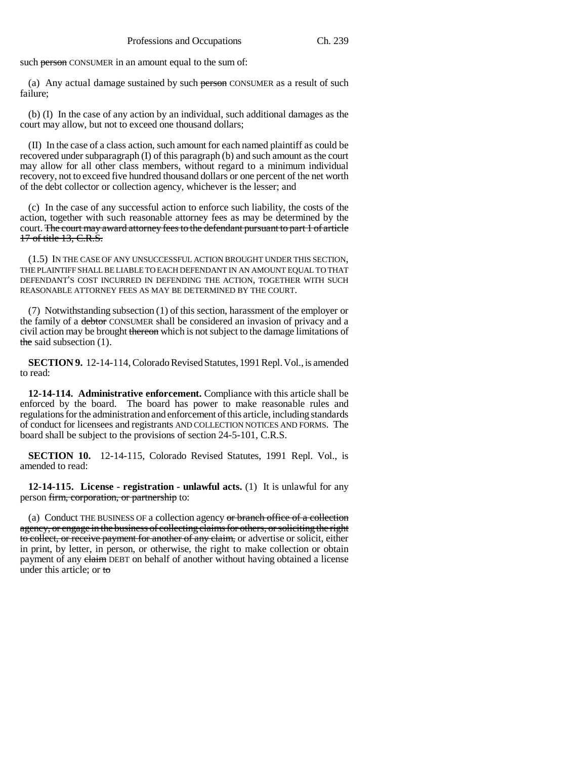such ~~person~~ CONSUMER in an amount equal to the sum of:

(a) Any actual damage sustained by such ~~person~~ CONSUMER as a result of such failure;

(b) (I) In the case of any action by an individual, such additional damages as the court may allow, but not to exceed one thousand dollars;

(II) In the case of a class action, such amount for each named plaintiff as could be recovered under subparagraph (I) of this paragraph (b) and such amount as the court may allow for all other class members, without regard to a minimum individual recovery, not to exceed five hundred thousand dollars or one percent of the net worth of the debt collector or collection agency, whichever is the lesser; and

(c) In the case of any successful action to enforce such liability, the costs of the action, together with such reasonable attorney fees as may be determined by the court. ~~The court may award attorney fees to the defendant pursuant to part 1 of article 17 of title 13, C.R.S.~~

(1.5) IN THE CASE OF ANY UNSUCCESSFUL ACTION BROUGHT UNDER THIS SECTION, THE PLAINTIFF SHALL BE LIABLE TO EACH DEFENDANT IN AN AMOUNT EQUAL TO THAT DEFENDANT'S COST INCURRED IN DEFENDING THE ACTION, TOGETHER WITH SUCH REASONABLE ATTORNEY FEES AS MAY BE DETERMINED BY THE COURT.

(7) Notwithstanding subsection (1) of this section, harassment of the employer or the family of a ~~debtor~~ CONSUMER shall be considered an invasion of privacy and a civil action may be brought ~~thereon~~ which is not subject to the damage limitations of ~~the~~ said subsection (1).

**SECTION 9.** 12-14-114, Colorado Revised Statutes, 1991 Repl. Vol., is amended to read:

**12-14-114. Administrative enforcement.** Compliance with this article shall be enforced by the board. The board has power to make reasonable rules and regulations for the administration and enforcement of this article, including standards of conduct for licensees and registrants AND COLLECTION NOTICES AND FORMS. The board shall be subject to the provisions of section 24-5-101, C.R.S.

**SECTION 10.** 12-14-115, Colorado Revised Statutes, 1991 Repl. Vol., is amended to read:

**12-14-115. License - registration - unlawful acts.** (1) It is unlawful for any person ~~firm, corporation, or partnership~~ to:

(a) Conduct THE BUSINESS OF a collection agency ~~or branch office of a collection agency, or engage in the business of collecting claims for others, or soliciting the right to collect, or receive payment for another of any claim,~~ or advertise or solicit, either in print, by letter, in person, or otherwise, the right to make collection or obtain payment of any ~~claim~~ DEBT on behalf of another without having obtained a license under this article; or ~~to~~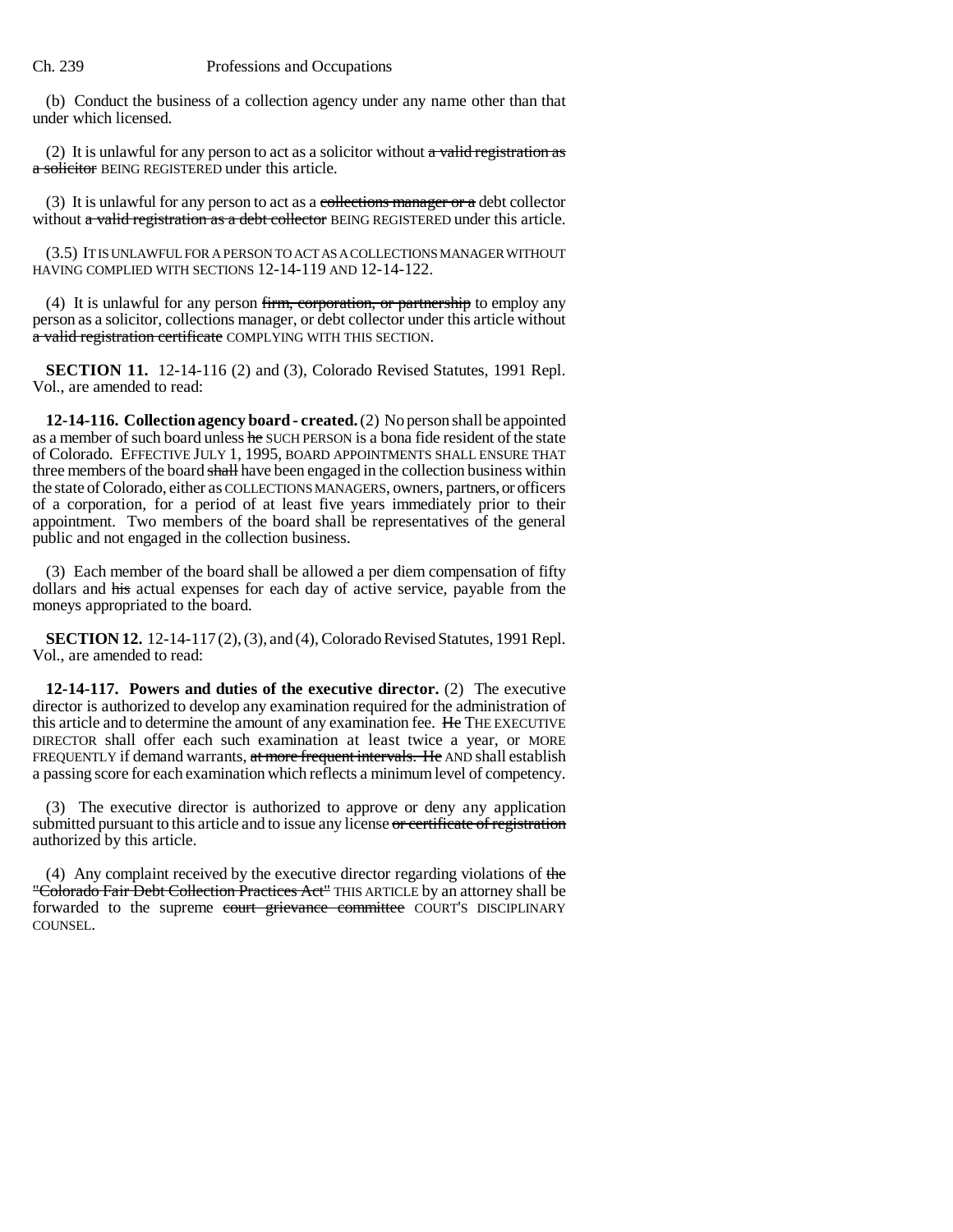(b) Conduct the business of a collection agency under any name other than that under which licensed.

(2) It is unlawful for any person to act as a solicitor without ~~a valid registration as a solicitor~~ BEING REGISTERED under this article.

(3) It is unlawful for any person to act as a ~~collections manager or a~~ debt collector without ~~a valid registration as a debt collector~~ BEING REGISTERED under this article.

(3.5) IT IS UNLAWFUL FOR A PERSON TO ACT AS A COLLECTIONS MANAGER WITHOUT HAVING COMPLIED WITH SECTIONS 12-14-119 AND 12-14-122.

(4) It is unlawful for any person ~~firm, corporation, or partnership~~ to employ any person as a solicitor, collections manager, or debt collector under this article without ~~a valid registration certificate~~ COMPLYING WITH THIS SECTION.

**SECTION 11.** 12-14-116 (2) and (3), Colorado Revised Statutes, 1991 Repl. Vol., are amended to read:

**12-14-116. Collection agency board - created.** (2) No person shall be appointed as a member of such board unless ~~he~~ SUCH PERSON is a bona fide resident of the state of Colorado. EFFECTIVE JULY 1, 1995, BOARD APPOINTMENTS SHALL ENSURE THAT three members of the board ~~shall~~ have been engaged in the collection business within the state of Colorado, either as COLLECTIONS MANAGERS, owners, partners, or officers of a corporation, for a period of at least five years immediately prior to their appointment. Two members of the board shall be representatives of the general public and not engaged in the collection business.

(3) Each member of the board shall be allowed a per diem compensation of fifty dollars and ~~his~~ actual expenses for each day of active service, payable from the moneys appropriated to the board.

**SECTION 12.** 12-14-117 (2), (3), and (4), Colorado Revised Statutes, 1991 Repl. Vol., are amended to read:

**12-14-117. Powers and duties of the executive director.** (2) The executive director is authorized to develop any examination required for the administration of this article and to determine the amount of any examination fee. ~~He~~ THE EXECUTIVE DIRECTOR shall offer each such examination at least twice a year, or MORE FREQUENTLY if demand warrants, ~~at more frequent intervals. He~~ AND shall establish a passing score for each examination which reflects a minimum level of competency.

(3) The executive director is authorized to approve or deny any application submitted pursuant to this article and to issue any license ~~or certificate of registration~~ authorized by this article.

(4) Any complaint received by the executive director regarding violations of ~~the "Colorado Fair Debt Collection Practices Act"~~ THIS ARTICLE by an attorney shall be forwarded to the supreme ~~court grievance committee~~ COURT'S DISCIPLINARY COUNSEL.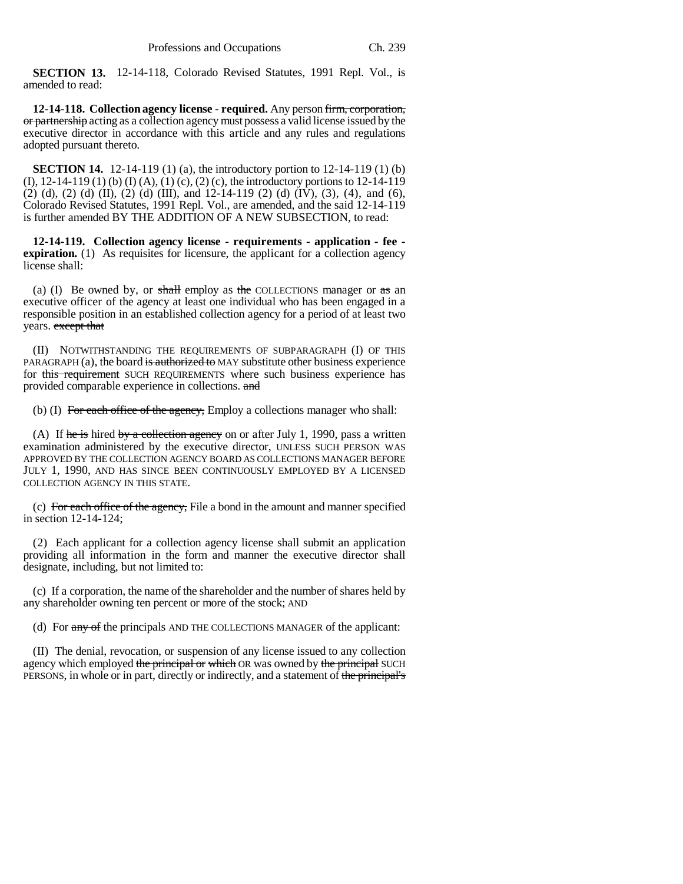**SECTION 13.** 12-14-118, Colorado Revised Statutes, 1991 Repl. Vol., is amended to read:

**12-14-118. Collection agency license - required.** Any person ~~firm, corporation, or partnership~~ acting as a collection agency must possess a valid license issued by the executive director in accordance with this article and any rules and regulations adopted pursuant thereto.

**SECTION 14.** 12-14-119 (1) (a), the introductory portion to 12-14-119 (1) (b) (I), 12-14-119 (1) (b) (I) (A), (1) (c), (2) (c), the introductory portions to 12-14-119 (2) (d), (2) (d) (II), (2) (d) (III), and 12-14-119 (2) (d) (IV), (3), (4), and (6), Colorado Revised Statutes, 1991 Repl. Vol., are amended, and the said 12-14-119 is further amended BY THE ADDITION OF A NEW SUBSECTION, to read:

**12-14-119. Collection agency license - requirements - application - fee - expiration.** (1) As requisites for licensure, the applicant for a collection agency license shall:

(a) (I) Be owned by, or ~~shall~~ employ as ~~the~~ COLLECTIONS manager or ~~as~~ an executive officer of the agency at least one individual who has been engaged in a responsible position in an established collection agency for a period of at least two years. ~~except that~~

(II) NOTWITHSTANDING THE REQUIREMENTS OF SUBPARAGRAPH (I) OF THIS PARAGRAPH (a), the board ~~is authorized to~~ MAY substitute other business experience for ~~this requirement~~ SUCH REQUIREMENTS where such business experience has provided comparable experience in collections. ~~and~~

(b) (I) ~~For each office of the agency,~~ Employ a collections manager who shall:

(A) If ~~he is~~ hired ~~by a collection agency~~ on or after July 1, 1990, pass a written examination administered by the executive director, UNLESS SUCH PERSON WAS APPROVED BY THE COLLECTION AGENCY BOARD AS COLLECTIONS MANAGER BEFORE JULY 1, 1990, AND HAS SINCE BEEN CONTINUOUSLY EMPLOYED BY A LICENSED COLLECTION AGENCY IN THIS STATE.

(c) ~~For each office of the agency,~~ File a bond in the amount and manner specified in section 12-14-124;

(2) Each applicant for a collection agency license shall submit an application providing all information in the form and manner the executive director shall designate, including, but not limited to:

(c) If a corporation, the name of the shareholder and the number of shares held by any shareholder owning ten percent or more of the stock; AND

(d) For ~~any of~~ the principals AND THE COLLECTIONS MANAGER of the applicant:

(II) The denial, revocation, or suspension of any license issued to any collection agency which employed ~~the principal or which~~ OR was owned by ~~the principal~~ SUCH PERSONS, in whole or in part, directly or indirectly, and a statement of ~~the principal's~~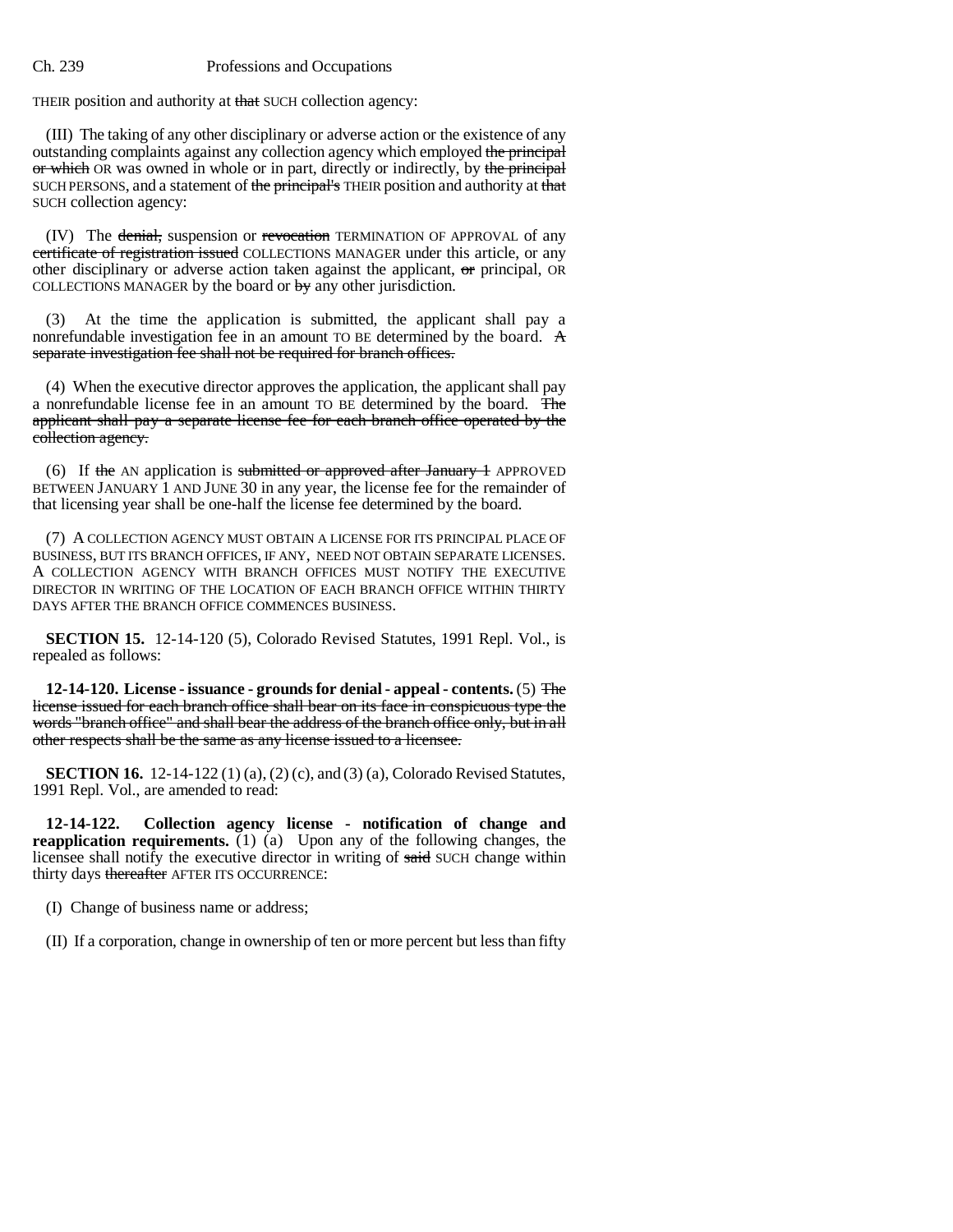THEIR position and authority at ~~that~~ SUCH collection agency:

(III) The taking of any other disciplinary or adverse action or the existence of any outstanding complaints against any collection agency which employed ~~the principal or which~~ OR was owned in whole or in part, directly or indirectly, by ~~the principal~~ SUCH PERSONS, and a statement of ~~the principal's~~ THEIR position and authority at ~~that~~ SUCH collection agency:

(IV) The ~~denial,~~ suspension or ~~revocation~~ TERMINATION OF APPROVAL of any ~~certificate of registration issued~~ COLLECTIONS MANAGER under this article, or any other disciplinary or adverse action taken against the applicant, ~~or~~ principal, OR COLLECTIONS MANAGER by the board or ~~by~~ any other jurisdiction.

(3) At the time the application is submitted, the applicant shall pay a nonrefundable investigation fee in an amount TO BE determined by the board. ~~A separate investigation fee shall not be required for branch offices.~~

(4) When the executive director approves the application, the applicant shall pay a nonrefundable license fee in an amount TO BE determined by the board. ~~The applicant shall pay a separate license fee for each branch office operated by the collection agency.~~

(6) If ~~the~~ AN application is ~~submitted or approved after January 1~~ APPROVED BETWEEN JANUARY 1 AND JUNE 30 in any year, the license fee for the remainder of that licensing year shall be one-half the license fee determined by the board.

(7) A COLLECTION AGENCY MUST OBTAIN A LICENSE FOR ITS PRINCIPAL PLACE OF BUSINESS, BUT ITS BRANCH OFFICES, IF ANY, NEED NOT OBTAIN SEPARATE LICENSES. A COLLECTION AGENCY WITH BRANCH OFFICES MUST NOTIFY THE EXECUTIVE DIRECTOR IN WRITING OF THE LOCATION OF EACH BRANCH OFFICE WITHIN THIRTY DAYS AFTER THE BRANCH OFFICE COMMENCES BUSINESS.

**SECTION 15.** 12-14-120 (5), Colorado Revised Statutes, 1991 Repl. Vol., is repealed as follows:

**12-14-120. License - issuance - grounds for denial - appeal - contents.** (5) ~~The license issued for each branch office shall bear on its face in conspicuous type the words "branch office" and shall bear the address of the branch office only, but in all other respects shall be the same as any license issued to a licensee.~~

**SECTION 16.** 12-14-122 (1) (a), (2) (c), and (3) (a), Colorado Revised Statutes, 1991 Repl. Vol., are amended to read:

**12-14-122. Collection agency license - notification of change and reapplication requirements.** (1) (a) Upon any of the following changes, the licensee shall notify the executive director in writing of ~~said~~ SUCH change within thirty days ~~thereafter~~ AFTER ITS OCCURRENCE:

(I) Change of business name or address;

(II) If a corporation, change in ownership of ten or more percent but less than fifty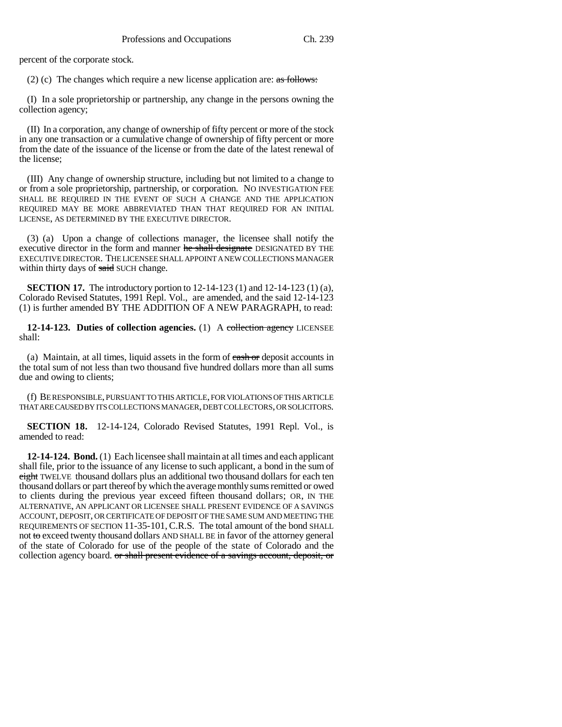percent of the corporate stock.

(2) (c) The changes which require a new license application are: ~~as follows:~~

(I) In a sole proprietorship or partnership, any change in the persons owning the collection agency;

(II) In a corporation, any change of ownership of fifty percent or more of the stock in any one transaction or a cumulative change of ownership of fifty percent or more from the date of the issuance of the license or from the date of the latest renewal of the license;

(III) Any change of ownership structure, including but not limited to a change to or from a sole proprietorship, partnership, or corporation. NO INVESTIGATION FEE SHALL BE REQUIRED IN THE EVENT OF SUCH A CHANGE AND THE APPLICATION REQUIRED MAY BE MORE ABBREVIATED THAN THAT REQUIRED FOR AN INITIAL LICENSE, AS DETERMINED BY THE EXECUTIVE DIRECTOR.

(3) (a) Upon a change of collections manager, the licensee shall notify the executive director in the form and manner ~~he shall designate~~ DESIGNATED BY THE EXECUTIVE DIRECTOR. THE LICENSEE SHALL APPOINT A NEW COLLECTIONS MANAGER within thirty days of ~~said~~ SUCH change.

**SECTION 17.** The introductory portion to 12-14-123 (1) and 12-14-123 (1) (a), Colorado Revised Statutes, 1991 Repl. Vol., are amended, and the said 12-14-123 (1) is further amended BY THE ADDITION OF A NEW PARAGRAPH, to read:

**12-14-123. Duties of collection agencies.** (1) A ~~collection agency~~ LICENSEE shall:

(a) Maintain, at all times, liquid assets in the form of ~~cash or~~ deposit accounts in the total sum of not less than two thousand five hundred dollars more than all sums due and owing to clients;

(f) BE RESPONSIBLE, PURSUANT TO THIS ARTICLE, FOR VIOLATIONS OF THIS ARTICLE THAT ARE CAUSED BY ITS COLLECTIONS MANAGER, DEBT COLLECTORS, OR SOLICITORS.

**SECTION 18.** 12-14-124, Colorado Revised Statutes, 1991 Repl. Vol., is amended to read:

**12-14-124. Bond.** (1) Each licensee shall maintain at all times and each applicant shall file, prior to the issuance of any license to such applicant, a bond in the sum of ~~eight~~ TWELVE thousand dollars plus an additional two thousand dollars for each ten thousand dollars or part thereof by which the average monthly sums remitted or owed to clients during the previous year exceed fifteen thousand dollars; OR, IN THE ALTERNATIVE, AN APPLICANT OR LICENSEE SHALL PRESENT EVIDENCE OF A SAVINGS ACCOUNT, DEPOSIT, OR CERTIFICATE OF DEPOSIT OF THE SAME SUM AND MEETING THE REQUIREMENTS OF SECTION 11-35-101, C.R.S. The total amount of the bond SHALL not ~~to~~ exceed twenty thousand dollars AND SHALL BE in favor of the attorney general of the state of Colorado for use of the people of the state of Colorado and the collection agency board. ~~or shall present evidence of a savings account, deposit, or~~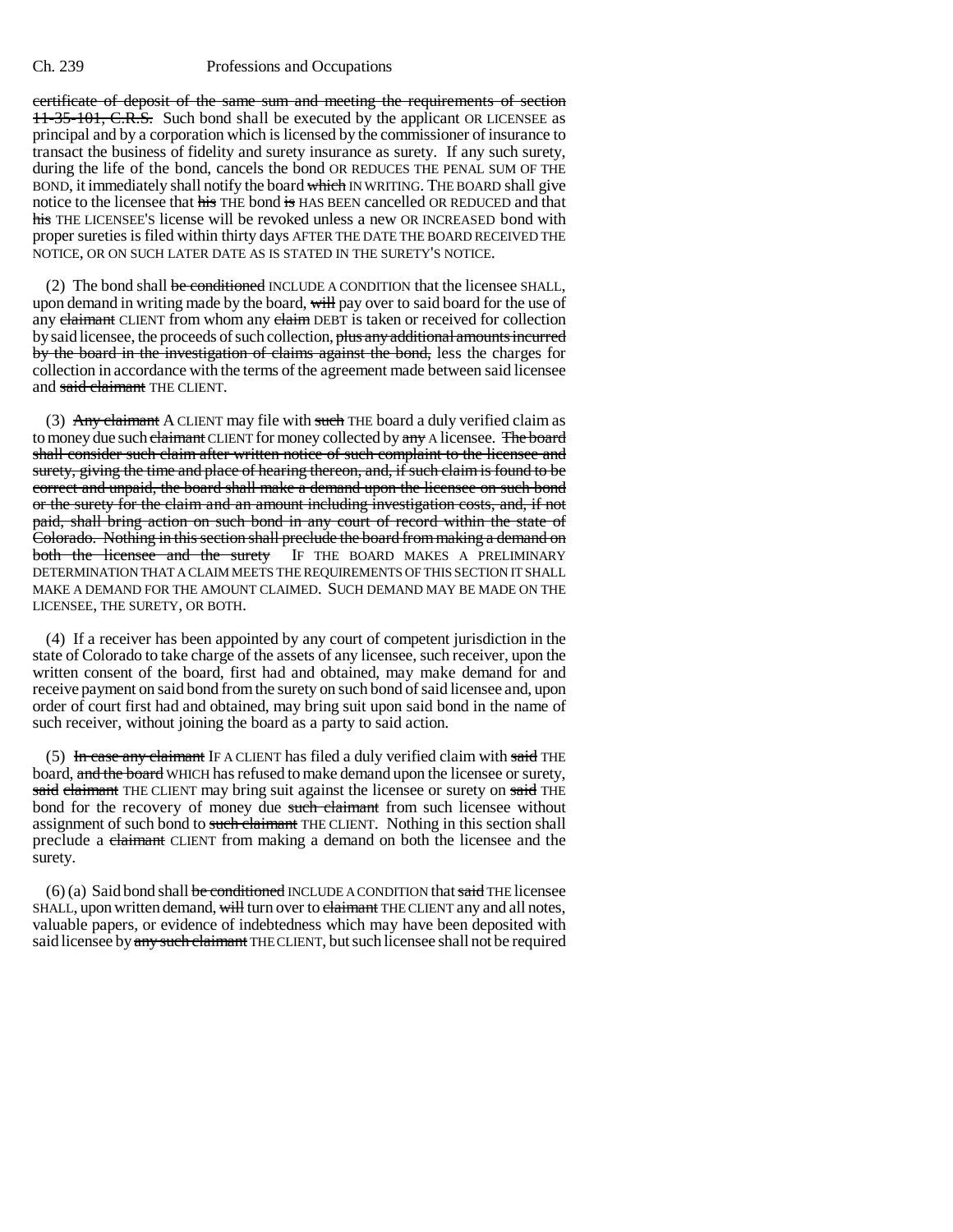~~certificate of deposit of the same sum and meeting the requirements of section 11-35-101, C.R.S.~~ Such bond shall be executed by the applicant OR LICENSEE as principal and by a corporation which is licensed by the commissioner of insurance to transact the business of fidelity and surety insurance as surety. If any such surety, during the life of the bond, cancels the bond OR REDUCES THE PENAL SUM OF THE BOND, it immediately shall notify the board ~~which~~ IN WRITING. THE BOARD shall give notice to the licensee that ~~his~~ THE bond ~~is~~ HAS BEEN cancelled OR REDUCED and that ~~his~~ THE LICENSEE'S license will be revoked unless a new OR INCREASED bond with proper sureties is filed within thirty days AFTER THE DATE THE BOARD RECEIVED THE NOTICE, OR ON SUCH LATER DATE AS IS STATED IN THE SURETY'S NOTICE.

(2) The bond shall ~~be conditioned~~ INCLUDE A CONDITION that the licensee SHALL, upon demand in writing made by the board, ~~will~~ pay over to said board for the use of any ~~claimant~~ CLIENT from whom any ~~claim~~ DEBT is taken or received for collection by said licensee, the proceeds of such collection, ~~plus any additional amounts incurred by the board in the investigation of claims against the bond,~~ less the charges for collection in accordance with the terms of the agreement made between said licensee and ~~said claimant~~ THE CLIENT.

(3) ~~Any claimant~~ A CLIENT may file with ~~such~~ THE board a duly verified claim as to money due such ~~claimant~~ CLIENT for money collected by ~~any~~ A licensee. ~~The board shall consider such claim after written notice of such complaint to the licensee and surety, giving the time and place of hearing thereon, and, if such claim is found to be correct and unpaid, the board shall make a demand upon the licensee on such bond or the surety for the claim and an amount including investigation costs, and, if not paid, shall bring action on such bond in any court of record within the state of Colorado. Nothing in this section shall preclude the board from making a demand on both the licensee and the surety~~ IF THE BOARD MAKES A PRELIMINARY DETERMINATION THAT A CLAIM MEETS THE REQUIREMENTS OF THIS SECTION IT SHALL MAKE A DEMAND FOR THE AMOUNT CLAIMED. SUCH DEMAND MAY BE MADE ON THE LICENSEE, THE SURETY, OR BOTH.

(4) If a receiver has been appointed by any court of competent jurisdiction in the state of Colorado to take charge of the assets of any licensee, such receiver, upon the written consent of the board, first had and obtained, may make demand for and receive payment on said bond from the surety on such bond of said licensee and, upon order of court first had and obtained, may bring suit upon said bond in the name of such receiver, without joining the board as a party to said action.

(5) ~~In case any claimant~~ IF A CLIENT has filed a duly verified claim with ~~said~~ THE board, ~~and the board~~ WHICH has refused to make demand upon the licensee or surety, ~~said claimant~~ THE CLIENT may bring suit against the licensee or surety on ~~said~~ THE bond for the recovery of money due ~~such claimant~~ from such licensee without assignment of such bond to ~~such claimant~~ THE CLIENT. Nothing in this section shall preclude a ~~claimant~~ CLIENT from making a demand on both the licensee and the surety.

(6) (a) Said bond shall ~~be conditioned~~ INCLUDE A CONDITION that ~~said~~ THE licensee SHALL, upon written demand, ~~will~~ turn over to ~~claimant~~ THE CLIENT any and all notes, valuable papers, or evidence of indebtedness which may have been deposited with said licensee by ~~any such claimant~~ THE CLIENT, but such licensee shall not be required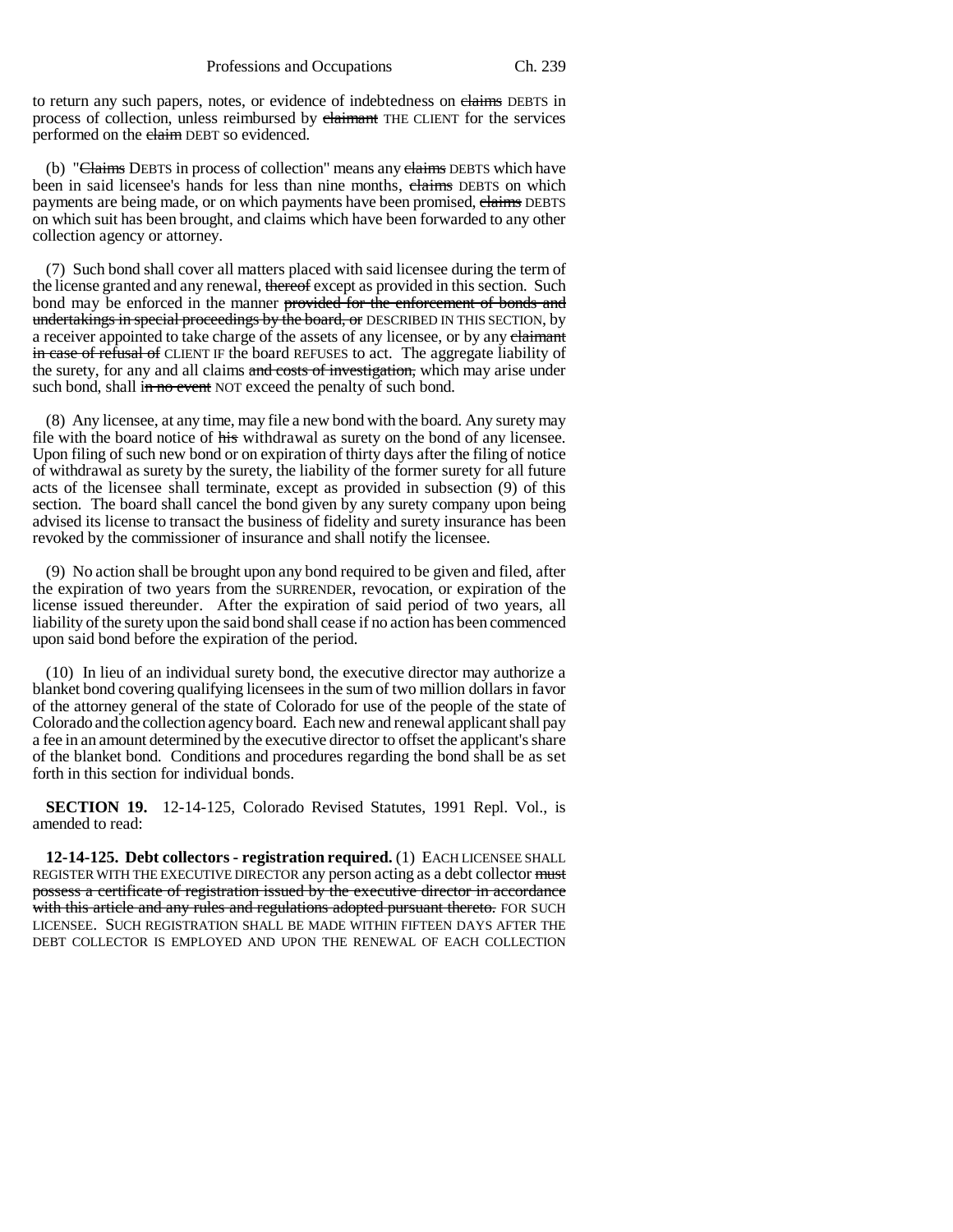to return any such papers, notes, or evidence of indebtedness on ~~claims~~ DEBTS in process of collection, unless reimbursed by ~~claimant~~ THE CLIENT for the services performed on the ~~claim~~ DEBT so evidenced.

(b) "~~Claims~~ DEBTS in process of collection" means any ~~claims~~ DEBTS which have been in said licensee's hands for less than nine months, ~~claims~~ DEBTS on which payments are being made, or on which payments have been promised, ~~claims~~ DEBTS on which suit has been brought, and claims which have been forwarded to any other collection agency or attorney.

(7) Such bond shall cover all matters placed with said licensee during the term of the license granted and any renewal, ~~thereof~~ except as provided in this section. Such bond may be enforced in the manner ~~provided for the enforcement of bonds and undertakings in special proceedings by the board, or~~ DESCRIBED IN THIS SECTION, by a receiver appointed to take charge of the assets of any licensee, or by any ~~claimant in case of refusal of~~ CLIENT IF the board REFUSES to act. The aggregate liability of the surety, for any and all claims ~~and costs of investigation,~~ which may arise under such bond, shall ~~in no event~~ NOT exceed the penalty of such bond.

(8) Any licensee, at any time, may file a new bond with the board. Any surety may file with the board notice of ~~his~~ withdrawal as surety on the bond of any licensee. Upon filing of such new bond or on expiration of thirty days after the filing of notice of withdrawal as surety by the surety, the liability of the former surety for all future acts of the licensee shall terminate, except as provided in subsection (9) of this section. The board shall cancel the bond given by any surety company upon being advised its license to transact the business of fidelity and surety insurance has been revoked by the commissioner of insurance and shall notify the licensee.

(9) No action shall be brought upon any bond required to be given and filed, after the expiration of two years from the SURRENDER, revocation, or expiration of the license issued thereunder. After the expiration of said period of two years, all liability of the surety upon the said bond shall cease if no action has been commenced upon said bond before the expiration of the period.

(10) In lieu of an individual surety bond, the executive director may authorize a blanket bond covering qualifying licensees in the sum of two million dollars in favor of the attorney general of the state of Colorado for use of the people of the state of Colorado and the collection agency board. Each new and renewal applicant shall pay a fee in an amount determined by the executive director to offset the applicant's share of the blanket bond. Conditions and procedures regarding the bond shall be as set forth in this section for individual bonds.

**SECTION 19.** 12-14-125, Colorado Revised Statutes, 1991 Repl. Vol., is amended to read:

**12-14-125. Debt collectors - registration required.** (1) EACH LICENSEE SHALL REGISTER WITH THE EXECUTIVE DIRECTOR any person acting as a debt collector ~~must possess a certificate of registration issued by the executive director in accordance with this article and any rules and regulations adopted pursuant thereto.~~ FOR SUCH LICENSEE. SUCH REGISTRATION SHALL BE MADE WITHIN FIFTEEN DAYS AFTER THE DEBT COLLECTOR IS EMPLOYED AND UPON THE RENEWAL OF EACH COLLECTION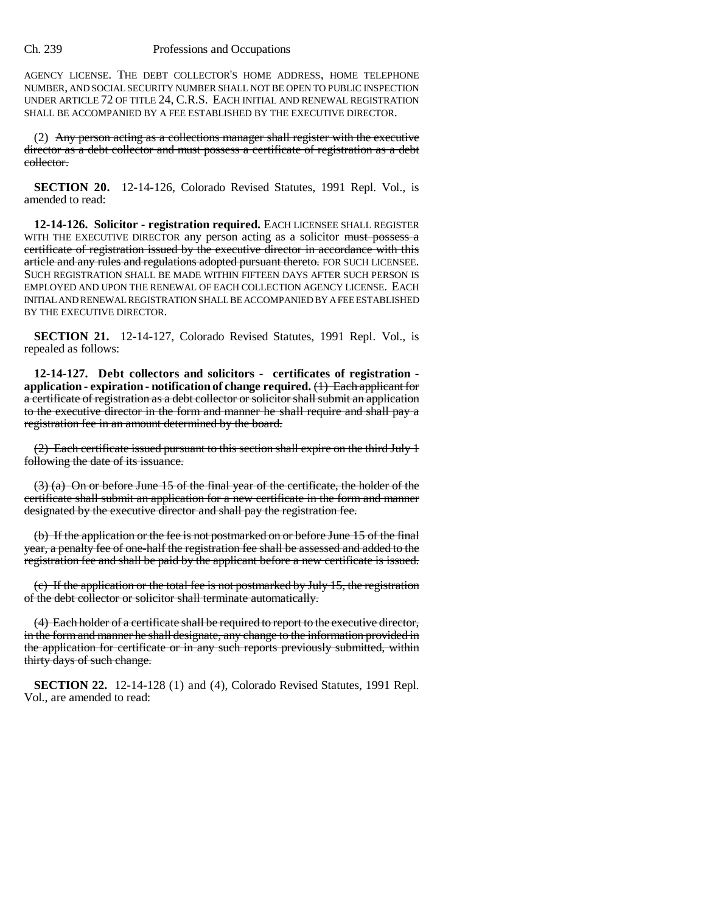AGENCY LICENSE. THE DEBT COLLECTOR'S HOME ADDRESS, HOME TELEPHONE NUMBER, AND SOCIAL SECURITY NUMBER SHALL NOT BE OPEN TO PUBLIC INSPECTION UNDER ARTICLE 72 OF TITLE 24, C.R.S. EACH INITIAL AND RENEWAL REGISTRATION SHALL BE ACCOMPANIED BY A FEE ESTABLISHED BY THE EXECUTIVE DIRECTOR.

(2) ~~Any person acting as a collections manager shall register with the executive director as a debt collector and must possess a certificate of registration as a debt collector.~~

**SECTION 20.** 12-14-126, Colorado Revised Statutes, 1991 Repl. Vol., is amended to read:

**12-14-126. Solicitor - registration required.** EACH LICENSEE SHALL REGISTER WITH THE EXECUTIVE DIRECTOR any person acting as a solicitor ~~must possess a certificate of registration issued by the executive director in accordance with this article and any rules and regulations adopted pursuant thereto.~~ FOR SUCH LICENSEE. SUCH REGISTRATION SHALL BE MADE WITHIN FIFTEEN DAYS AFTER SUCH PERSON IS EMPLOYED AND UPON THE RENEWAL OF EACH COLLECTION AGENCY LICENSE. EACH INITIAL AND RENEWAL REGISTRATION SHALL BE ACCOMPANIED BY A FEE ESTABLISHED BY THE EXECUTIVE DIRECTOR.

**SECTION 21.** 12-14-127, Colorado Revised Statutes, 1991 Repl. Vol., is repealed as follows:

**12-14-127. Debt collectors and solicitors - certificates of registration - application - expiration - notification of change required.** ~~(1) Each applicant for a certificate of registration as a debt collector or solicitor shall submit an application to the executive director in the form and manner he shall require and shall pay a registration fee in an amount determined by the board.~~

~~(2) Each certificate issued pursuant to this section shall expire on the third July 1 following the date of its issuance.~~

~~(3) (a) On or before June 15 of the final year of the certificate, the holder of the certificate shall submit an application for a new certificate in the form and manner designated by the executive director and shall pay the registration fee.~~

~~(b) If the application or the fee is not postmarked on or before June 15 of the final year, a penalty fee of one-half the registration fee shall be assessed and added to the registration fee and shall be paid by the applicant before a new certificate is issued.~~

~~(c) If the application or the total fee is not postmarked by July 15, the registration of the debt collector or solicitor shall terminate automatically.~~

~~(4) Each holder of a certificate shall be required to report to the executive director, in the form and manner he shall designate, any change to the information provided in the application for certificate or in any such reports previously submitted, within thirty days of such change.~~

**SECTION 22.** 12-14-128 (1) and (4), Colorado Revised Statutes, 1991 Repl. Vol., are amended to read: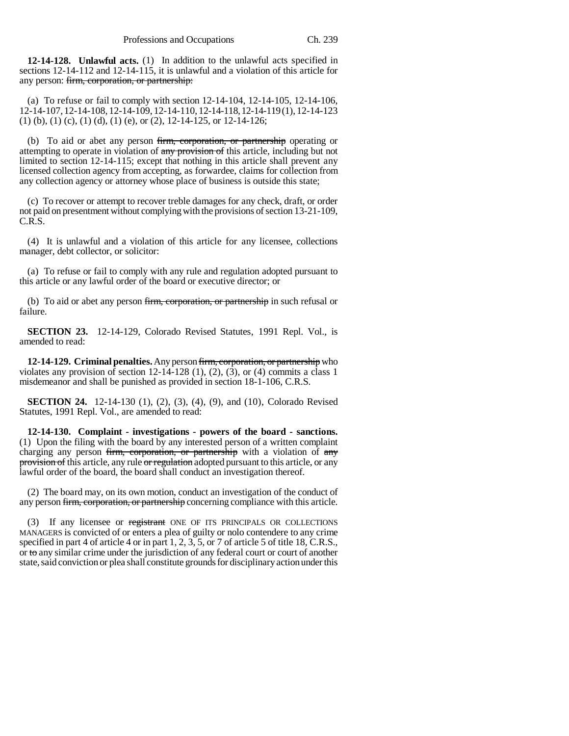**12-14-128. Unlawful acts.** (1) In addition to the unlawful acts specified in sections 12-14-112 and 12-14-115, it is unlawful and a violation of this article for any person: ~~firm, corporation, or partnership:~~

(a) To refuse or fail to comply with section 12-14-104, 12-14-105, 12-14-106, 12-14-107, 12-14-108, 12-14-109, 12-14-110, 12-14-118, 12-14-119 (1), 12-14-123 (1) (b), (1) (c), (1) (d), (1) (e), or (2), 12-14-125, or 12-14-126;

(b) To aid or abet any person ~~firm, corporation, or partnership~~ operating or attempting to operate in violation of ~~any provision of~~ this article, including but not limited to section 12-14-115; except that nothing in this article shall prevent any licensed collection agency from accepting, as forwardee, claims for collection from any collection agency or attorney whose place of business is outside this state;

(c) To recover or attempt to recover treble damages for any check, draft, or order not paid on presentment without complying with the provisions of section 13-21-109, C.R.S.

(4) It is unlawful and a violation of this article for any licensee, collections manager, debt collector, or solicitor:

(a) To refuse or fail to comply with any rule and regulation adopted pursuant to this article or any lawful order of the board or executive director; or

(b) To aid or abet any person ~~firm, corporation, or partnership~~ in such refusal or failure.

**SECTION 23.** 12-14-129, Colorado Revised Statutes, 1991 Repl. Vol., is amended to read:

**12-14-129. Criminal penalties.** Any person ~~firm, corporation, or partnership~~ who violates any provision of section 12-14-128 (1), (2), (3), or (4) commits a class 1 misdemeanor and shall be punished as provided in section 18-1-106, C.R.S.

**SECTION 24.** 12-14-130 (1), (2), (3), (4), (9), and (10), Colorado Revised Statutes, 1991 Repl. Vol., are amended to read:

**12-14-130. Complaint - investigations - powers of the board - sanctions.** (1) Upon the filing with the board by any interested person of a written complaint charging any person ~~firm, corporation, or partnership~~ with a violation of ~~any provision of~~ this article, any rule ~~or regulation~~ adopted pursuant to this article, or any lawful order of the board, the board shall conduct an investigation thereof.

(2) The board may, on its own motion, conduct an investigation of the conduct of any person ~~firm, corporation, or partnership~~ concerning compliance with this article.

(3) If any licensee or ~~registrant~~ ONE OF ITS PRINCIPALS OR COLLECTIONS MANAGERS is convicted of or enters a plea of guilty or nolo contendere to any crime specified in part 4 of article 4 or in part 1, 2, 3, 5, or 7 of article 5 of title 18, C.R.S., or ~~to~~ any similar crime under the jurisdiction of any federal court or court of another state, said conviction or plea shall constitute grounds for disciplinary action under this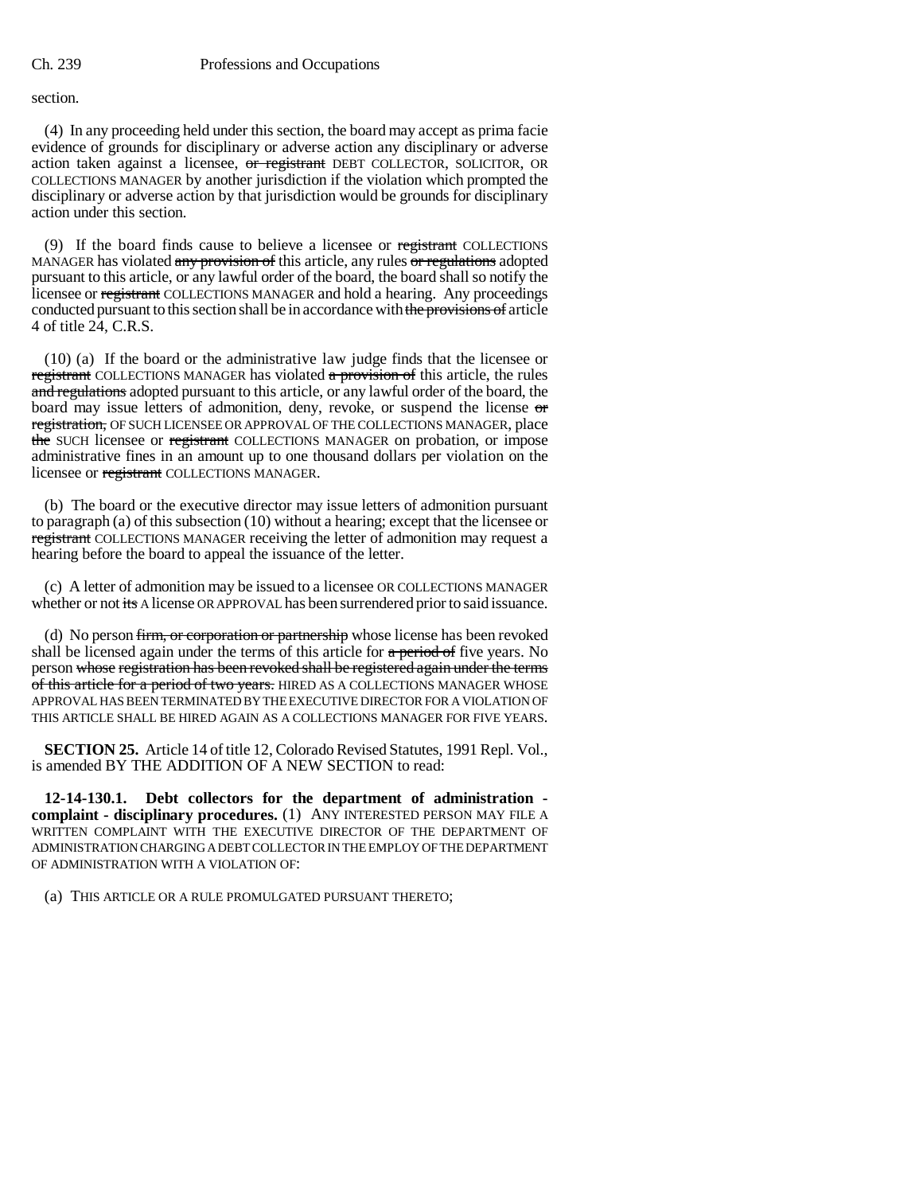section.

(4) In any proceeding held under this section, the board may accept as prima facie evidence of grounds for disciplinary or adverse action any disciplinary or adverse action taken against a licensee, ~~or registrant~~ DEBT COLLECTOR, SOLICITOR, OR COLLECTIONS MANAGER by another jurisdiction if the violation which prompted the disciplinary or adverse action by that jurisdiction would be grounds for disciplinary action under this section.

(9) If the board finds cause to believe a licensee or ~~registrant~~ COLLECTIONS MANAGER has violated ~~any provision of~~ this article, any rules ~~or regulations~~ adopted pursuant to this article, or any lawful order of the board, the board shall so notify the licensee or ~~registrant~~ COLLECTIONS MANAGER and hold a hearing. Any proceedings conducted pursuant to this section shall be in accordance with ~~the provisions of~~ article 4 of title 24, C.R.S.

(10) (a) If the board or the administrative law judge finds that the licensee or ~~registrant~~ COLLECTIONS MANAGER has violated ~~a provision of~~ this article, the rules ~~and regulations~~ adopted pursuant to this article, or any lawful order of the board, the board may issue letters of admonition, deny, revoke, or suspend the license ~~or registration,~~ OF SUCH LICENSEE OR APPROVAL OF THE COLLECTIONS MANAGER, place ~~the~~ SUCH licensee or ~~registrant~~ COLLECTIONS MANAGER on probation, or impose administrative fines in an amount up to one thousand dollars per violation on the licensee or ~~registrant~~ COLLECTIONS MANAGER.

(b) The board or the executive director may issue letters of admonition pursuant to paragraph (a) of this subsection (10) without a hearing; except that the licensee or ~~registrant~~ COLLECTIONS MANAGER receiving the letter of admonition may request a hearing before the board to appeal the issuance of the letter.

(c) A letter of admonition may be issued to a licensee OR COLLECTIONS MANAGER whether or not ~~its~~ A license OR APPROVAL has been surrendered prior to said issuance.

(d) No person ~~firm, or corporation or partnership~~ whose license has been revoked shall be licensed again under the terms of this article for ~~a period of~~ five years. No person ~~whose registration has been revoked shall be registered again under the terms of this article for a period of two years.~~ HIRED AS A COLLECTIONS MANAGER WHOSE APPROVAL HAS BEEN TERMINATED BY THE EXECUTIVE DIRECTOR FOR A VIOLATION OF THIS ARTICLE SHALL BE HIRED AGAIN AS A COLLECTIONS MANAGER FOR FIVE YEARS.

**SECTION 25.** Article 14 of title 12, Colorado Revised Statutes, 1991 Repl. Vol., is amended BY THE ADDITION OF A NEW SECTION to read:

**12-14-130.1. Debt collectors for the department of administration - complaint - disciplinary procedures.** (1) ANY INTERESTED PERSON MAY FILE A WRITTEN COMPLAINT WITH THE EXECUTIVE DIRECTOR OF THE DEPARTMENT OF ADMINISTRATION CHARGING A DEBT COLLECTOR IN THE EMPLOY OF THE DEPARTMENT OF ADMINISTRATION WITH A VIOLATION OF:

(a) THIS ARTICLE OR A RULE PROMULGATED PURSUANT THERETO;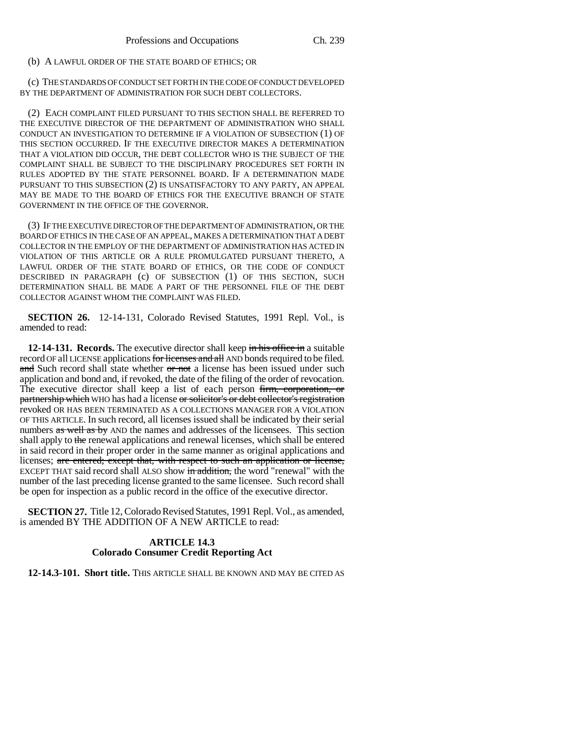(b) A LAWFUL ORDER OF THE STATE BOARD OF ETHICS; OR

(c) THE STANDARDS OF CONDUCT SET FORTH IN THE CODE OF CONDUCT DEVELOPED BY THE DEPARTMENT OF ADMINISTRATION FOR SUCH DEBT COLLECTORS.

(2) EACH COMPLAINT FILED PURSUANT TO THIS SECTION SHALL BE REFERRED TO THE EXECUTIVE DIRECTOR OF THE DEPARTMENT OF ADMINISTRATION WHO SHALL CONDUCT AN INVESTIGATION TO DETERMINE IF A VIOLATION OF SUBSECTION (1) OF THIS SECTION OCCURRED. IF THE EXECUTIVE DIRECTOR MAKES A DETERMINATION THAT A VIOLATION DID OCCUR, THE DEBT COLLECTOR WHO IS THE SUBJECT OF THE COMPLAINT SHALL BE SUBJECT TO THE DISCIPLINARY PROCEDURES SET FORTH IN RULES ADOPTED BY THE STATE PERSONNEL BOARD. IF A DETERMINATION MADE PURSUANT TO THIS SUBSECTION (2) IS UNSATISFACTORY TO ANY PARTY, AN APPEAL MAY BE MADE TO THE BOARD OF ETHICS FOR THE EXECUTIVE BRANCH OF STATE GOVERNMENT IN THE OFFICE OF THE GOVERNOR.

(3) IF THE EXECUTIVE DIRECTOR OF THE DEPARTMENT OF ADMINISTRATION, OR THE BOARD OF ETHICS IN THE CASE OF AN APPEAL, MAKES A DETERMINATION THAT A DEBT COLLECTOR IN THE EMPLOY OF THE DEPARTMENT OF ADMINISTRATION HAS ACTED IN VIOLATION OF THIS ARTICLE OR A RULE PROMULGATED PURSUANT THERETO, A LAWFUL ORDER OF THE STATE BOARD OF ETHICS, OR THE CODE OF CONDUCT DESCRIBED IN PARAGRAPH (c) OF SUBSECTION (1) OF THIS SECTION, SUCH DETERMINATION SHALL BE MADE A PART OF THE PERSONNEL FILE OF THE DEBT COLLECTOR AGAINST WHOM THE COMPLAINT WAS FILED.

**SECTION 26.** 12-14-131, Colorado Revised Statutes, 1991 Repl. Vol., is amended to read:

**12-14-131. Records.** The executive director shall keep ~~in his office in~~ a suitable record OF all LICENSE applications ~~for licenses and all~~ AND bonds required to be filed. ~~and~~ Such record shall state whether ~~or not~~ a license has been issued under such application and bond and, if revoked, the date of the filing of the order of revocation. The executive director shall keep a list of each person ~~firm, corporation, or partnership which~~ WHO has had a license ~~or solicitor's or debt collector's registration~~ revoked OR HAS BEEN TERMINATED AS A COLLECTIONS MANAGER FOR A VIOLATION OF THIS ARTICLE. In such record, all licenses issued shall be indicated by their serial numbers ~~as well as by~~ AND the names and addresses of the licensees. This section shall apply to ~~the~~ renewal applications and renewal licenses, which shall be entered in said record in their proper order in the same manner as original applications and licenses; ~~are entered; except that, with respect to such an application or license,~~ EXCEPT THAT said record shall ALSO show ~~in addition,~~ the word "renewal" with the number of the last preceding license granted to the same licensee. Such record shall be open for inspection as a public record in the office of the executive director.

**SECTION 27.** Title 12, Colorado Revised Statutes, 1991 Repl. Vol., as amended, is amended BY THE ADDITION OF A NEW ARTICLE to read:

## ARTICLE 14.3
## Colorado Consumer Credit Reporting Act

**12-14.3-101. Short title.** THIS ARTICLE SHALL BE KNOWN AND MAY BE CITED AS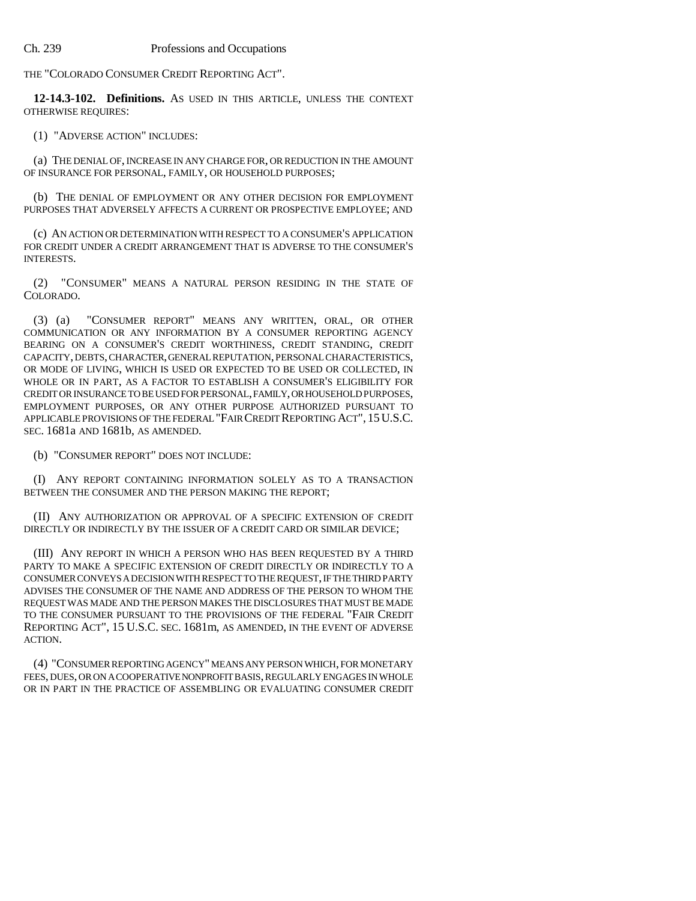THE "COLORADO CONSUMER CREDIT REPORTING ACT".

**12-14.3-102. Definitions.** AS USED IN THIS ARTICLE, UNLESS THE CONTEXT OTHERWISE REQUIRES:

(1) "ADVERSE ACTION" INCLUDES:

(a) THE DENIAL OF, INCREASE IN ANY CHARGE FOR, OR REDUCTION IN THE AMOUNT OF INSURANCE FOR PERSONAL, FAMILY, OR HOUSEHOLD PURPOSES;

(b) THE DENIAL OF EMPLOYMENT OR ANY OTHER DECISION FOR EMPLOYMENT PURPOSES THAT ADVERSELY AFFECTS A CURRENT OR PROSPECTIVE EMPLOYEE; AND

(c) AN ACTION OR DETERMINATION WITH RESPECT TO A CONSUMER'S APPLICATION FOR CREDIT UNDER A CREDIT ARRANGEMENT THAT IS ADVERSE TO THE CONSUMER'S INTERESTS.

(2) "CONSUMER" MEANS A NATURAL PERSON RESIDING IN THE STATE OF COLORADO.

(3) (a) "CONSUMER REPORT" MEANS ANY WRITTEN, ORAL, OR OTHER COMMUNICATION OR ANY INFORMATION BY A CONSUMER REPORTING AGENCY BEARING ON A CONSUMER'S CREDIT WORTHINESS, CREDIT STANDING, CREDIT CAPACITY, DEBTS, CHARACTER, GENERAL REPUTATION, PERSONAL CHARACTERISTICS, OR MODE OF LIVING, WHICH IS USED OR EXPECTED TO BE USED OR COLLECTED, IN WHOLE OR IN PART, AS A FACTOR TO ESTABLISH A CONSUMER'S ELIGIBILITY FOR CREDIT OR INSURANCE TO BE USED FOR PERSONAL, FAMILY, OR HOUSEHOLD PURPOSES, EMPLOYMENT PURPOSES, OR ANY OTHER PURPOSE AUTHORIZED PURSUANT TO APPLICABLE PROVISIONS OF THE FEDERAL "FAIR CREDIT REPORTING ACT", 15 U.S.C. SEC. 1681a AND 1681b, AS AMENDED.

(b) "CONSUMER REPORT" DOES NOT INCLUDE:

(I) ANY REPORT CONTAINING INFORMATION SOLELY AS TO A TRANSACTION BETWEEN THE CONSUMER AND THE PERSON MAKING THE REPORT;

(II) ANY AUTHORIZATION OR APPROVAL OF A SPECIFIC EXTENSION OF CREDIT DIRECTLY OR INDIRECTLY BY THE ISSUER OF A CREDIT CARD OR SIMILAR DEVICE;

(III) ANY REPORT IN WHICH A PERSON WHO HAS BEEN REQUESTED BY A THIRD PARTY TO MAKE A SPECIFIC EXTENSION OF CREDIT DIRECTLY OR INDIRECTLY TO A CONSUMER CONVEYS A DECISION WITH RESPECT TO THE REQUEST, IF THE THIRD PARTY ADVISES THE CONSUMER OF THE NAME AND ADDRESS OF THE PERSON TO WHOM THE REQUEST WAS MADE AND THE PERSON MAKES THE DISCLOSURES THAT MUST BE MADE TO THE CONSUMER PURSUANT TO THE PROVISIONS OF THE FEDERAL "FAIR CREDIT REPORTING ACT", 15 U.S.C. SEC. 1681m, AS AMENDED, IN THE EVENT OF ADVERSE ACTION.

(4) "CONSUMER REPORTING AGENCY" MEANS ANY PERSON WHICH, FOR MONETARY FEES, DUES, OR ON A COOPERATIVE NONPROFIT BASIS, REGULARLY ENGAGES IN WHOLE OR IN PART IN THE PRACTICE OF ASSEMBLING OR EVALUATING CONSUMER CREDIT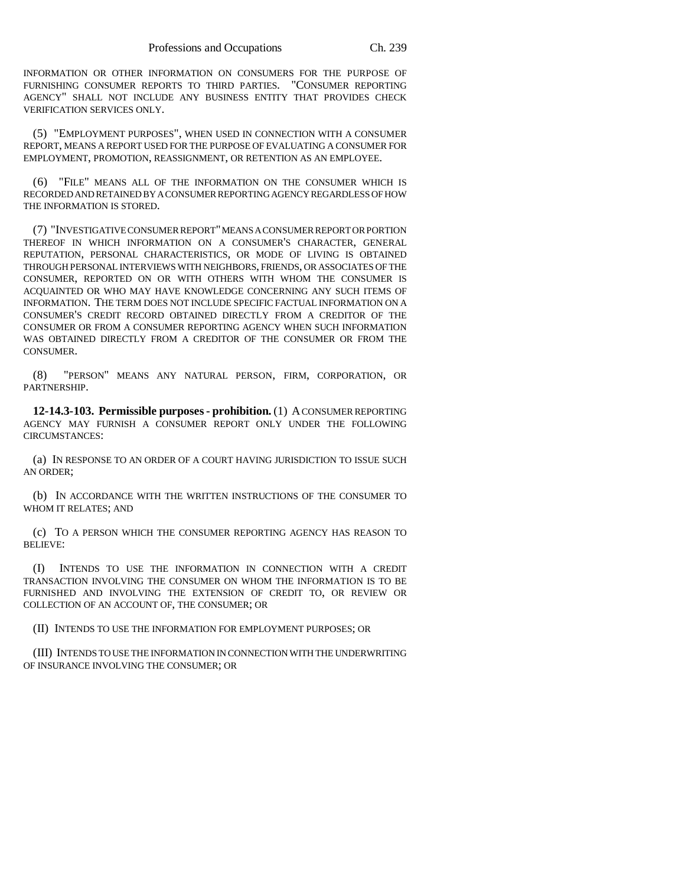INFORMATION OR OTHER INFORMATION ON CONSUMERS FOR THE PURPOSE OF FURNISHING CONSUMER REPORTS TO THIRD PARTIES. "CONSUMER REPORTING AGENCY" SHALL NOT INCLUDE ANY BUSINESS ENTITY THAT PROVIDES CHECK VERIFICATION SERVICES ONLY.

(5) "EMPLOYMENT PURPOSES", WHEN USED IN CONNECTION WITH A CONSUMER REPORT, MEANS A REPORT USED FOR THE PURPOSE OF EVALUATING A CONSUMER FOR EMPLOYMENT, PROMOTION, REASSIGNMENT, OR RETENTION AS AN EMPLOYEE.

(6) "FILE" MEANS ALL OF THE INFORMATION ON THE CONSUMER WHICH IS RECORDED AND RETAINED BY A CONSUMER REPORTING AGENCY REGARDLESS OF HOW THE INFORMATION IS STORED.

(7) "INVESTIGATIVE CONSUMER REPORT" MEANS A CONSUMER REPORT OR PORTION THEREOF IN WHICH INFORMATION ON A CONSUMER'S CHARACTER, GENERAL REPUTATION, PERSONAL CHARACTERISTICS, OR MODE OF LIVING IS OBTAINED THROUGH PERSONAL INTERVIEWS WITH NEIGHBORS, FRIENDS, OR ASSOCIATES OF THE CONSUMER, REPORTED ON OR WITH OTHERS WITH WHOM THE CONSUMER IS ACQUAINTED OR WHO MAY HAVE KNOWLEDGE CONCERNING ANY SUCH ITEMS OF INFORMATION. THE TERM DOES NOT INCLUDE SPECIFIC FACTUAL INFORMATION ON A CONSUMER'S CREDIT RECORD OBTAINED DIRECTLY FROM A CREDITOR OF THE CONSUMER OR FROM A CONSUMER REPORTING AGENCY WHEN SUCH INFORMATION WAS OBTAINED DIRECTLY FROM A CREDITOR OF THE CONSUMER OR FROM THE CONSUMER.

(8) "PERSON" MEANS ANY NATURAL PERSON, FIRM, CORPORATION, OR PARTNERSHIP.

**12-14.3-103. Permissible purposes - prohibition.** (1) A CONSUMER REPORTING AGENCY MAY FURNISH A CONSUMER REPORT ONLY UNDER THE FOLLOWING CIRCUMSTANCES:

(a) IN RESPONSE TO AN ORDER OF A COURT HAVING JURISDICTION TO ISSUE SUCH AN ORDER;

(b) IN ACCORDANCE WITH THE WRITTEN INSTRUCTIONS OF THE CONSUMER TO WHOM IT RELATES; AND

(c) TO A PERSON WHICH THE CONSUMER REPORTING AGENCY HAS REASON TO BELIEVE:

(I) INTENDS TO USE THE INFORMATION IN CONNECTION WITH A CREDIT TRANSACTION INVOLVING THE CONSUMER ON WHOM THE INFORMATION IS TO BE FURNISHED AND INVOLVING THE EXTENSION OF CREDIT TO, OR REVIEW OR COLLECTION OF AN ACCOUNT OF, THE CONSUMER; OR

(II) INTENDS TO USE THE INFORMATION FOR EMPLOYMENT PURPOSES; OR

(III) INTENDS TO USE THE INFORMATION IN CONNECTION WITH THE UNDERWRITING OF INSURANCE INVOLVING THE CONSUMER; OR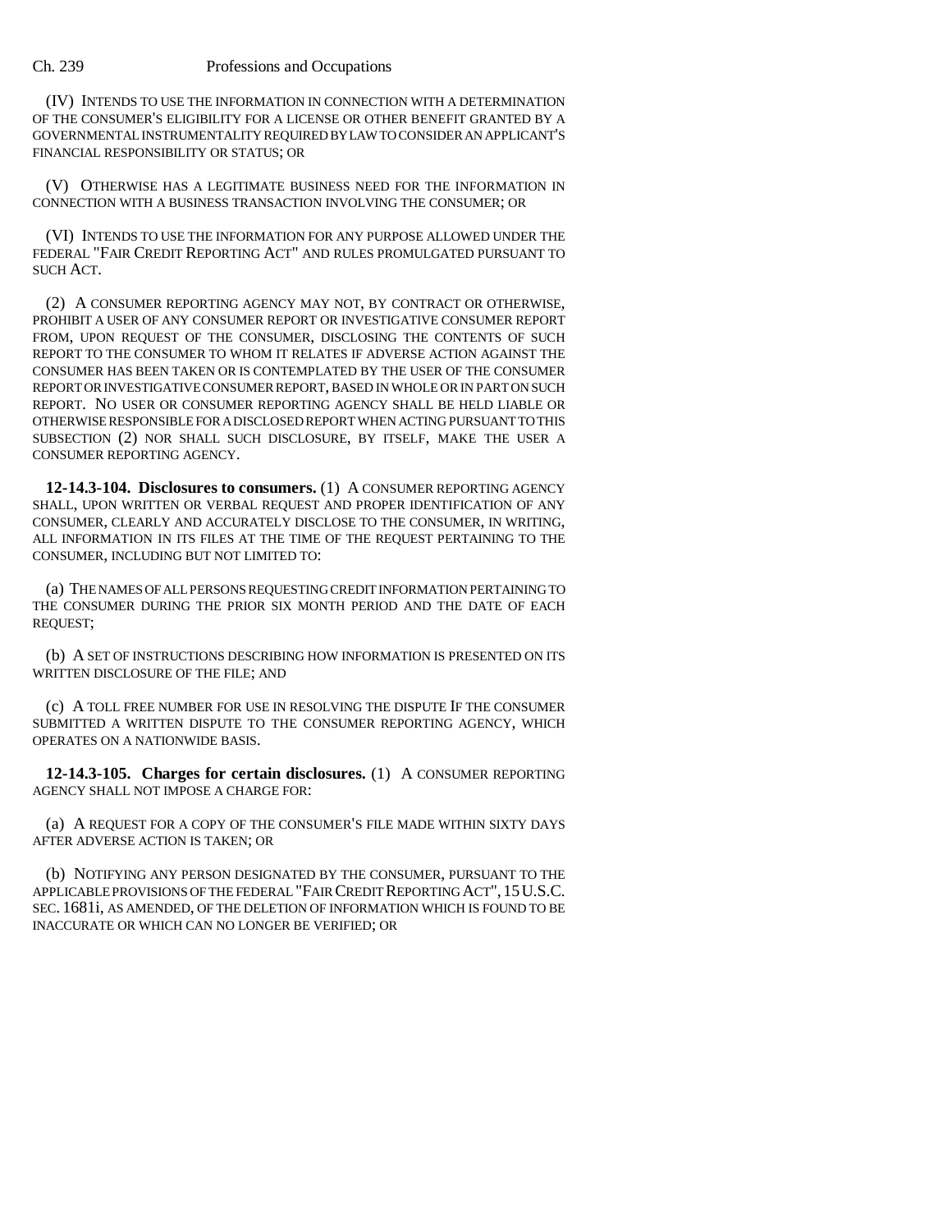(IV) INTENDS TO USE THE INFORMATION IN CONNECTION WITH A DETERMINATION OF THE CONSUMER'S ELIGIBILITY FOR A LICENSE OR OTHER BENEFIT GRANTED BY A GOVERNMENTAL INSTRUMENTALITY REQUIRED BY LAW TO CONSIDER AN APPLICANT'S FINANCIAL RESPONSIBILITY OR STATUS; OR

(V) OTHERWISE HAS A LEGITIMATE BUSINESS NEED FOR THE INFORMATION IN CONNECTION WITH A BUSINESS TRANSACTION INVOLVING THE CONSUMER; OR

(VI) INTENDS TO USE THE INFORMATION FOR ANY PURPOSE ALLOWED UNDER THE FEDERAL "FAIR CREDIT REPORTING ACT" AND RULES PROMULGATED PURSUANT TO SUCH ACT.

(2) A CONSUMER REPORTING AGENCY MAY NOT, BY CONTRACT OR OTHERWISE, PROHIBIT A USER OF ANY CONSUMER REPORT OR INVESTIGATIVE CONSUMER REPORT FROM, UPON REQUEST OF THE CONSUMER, DISCLOSING THE CONTENTS OF SUCH REPORT TO THE CONSUMER TO WHOM IT RELATES IF ADVERSE ACTION AGAINST THE CONSUMER HAS BEEN TAKEN OR IS CONTEMPLATED BY THE USER OF THE CONSUMER REPORT OR INVESTIGATIVE CONSUMER REPORT, BASED IN WHOLE OR IN PART ON SUCH REPORT. NO USER OR CONSUMER REPORTING AGENCY SHALL BE HELD LIABLE OR OTHERWISE RESPONSIBLE FOR A DISCLOSED REPORT WHEN ACTING PURSUANT TO THIS SUBSECTION (2) NOR SHALL SUCH DISCLOSURE, BY ITSELF, MAKE THE USER A CONSUMER REPORTING AGENCY.

**12-14.3-104. Disclosures to consumers.** (1) A CONSUMER REPORTING AGENCY SHALL, UPON WRITTEN OR VERBAL REQUEST AND PROPER IDENTIFICATION OF ANY CONSUMER, CLEARLY AND ACCURATELY DISCLOSE TO THE CONSUMER, IN WRITING, ALL INFORMATION IN ITS FILES AT THE TIME OF THE REQUEST PERTAINING TO THE CONSUMER, INCLUDING BUT NOT LIMITED TO:

(a) THE NAMES OF ALL PERSONS REQUESTING CREDIT INFORMATION PERTAINING TO THE CONSUMER DURING THE PRIOR SIX MONTH PERIOD AND THE DATE OF EACH REQUEST;

(b) A SET OF INSTRUCTIONS DESCRIBING HOW INFORMATION IS PRESENTED ON ITS WRITTEN DISCLOSURE OF THE FILE; AND

(c) A TOLL FREE NUMBER FOR USE IN RESOLVING THE DISPUTE IF THE CONSUMER SUBMITTED A WRITTEN DISPUTE TO THE CONSUMER REPORTING AGENCY, WHICH OPERATES ON A NATIONWIDE BASIS.

**12-14.3-105. Charges for certain disclosures.** (1) A CONSUMER REPORTING AGENCY SHALL NOT IMPOSE A CHARGE FOR:

(a) A REQUEST FOR A COPY OF THE CONSUMER'S FILE MADE WITHIN SIXTY DAYS AFTER ADVERSE ACTION IS TAKEN; OR

(b) NOTIFYING ANY PERSON DESIGNATED BY THE CONSUMER, PURSUANT TO THE APPLICABLE PROVISIONS OF THE FEDERAL "FAIR CREDIT REPORTING ACT", 15 U.S.C. SEC. 1681i, AS AMENDED, OF THE DELETION OF INFORMATION WHICH IS FOUND TO BE INACCURATE OR WHICH CAN NO LONGER BE VERIFIED; OR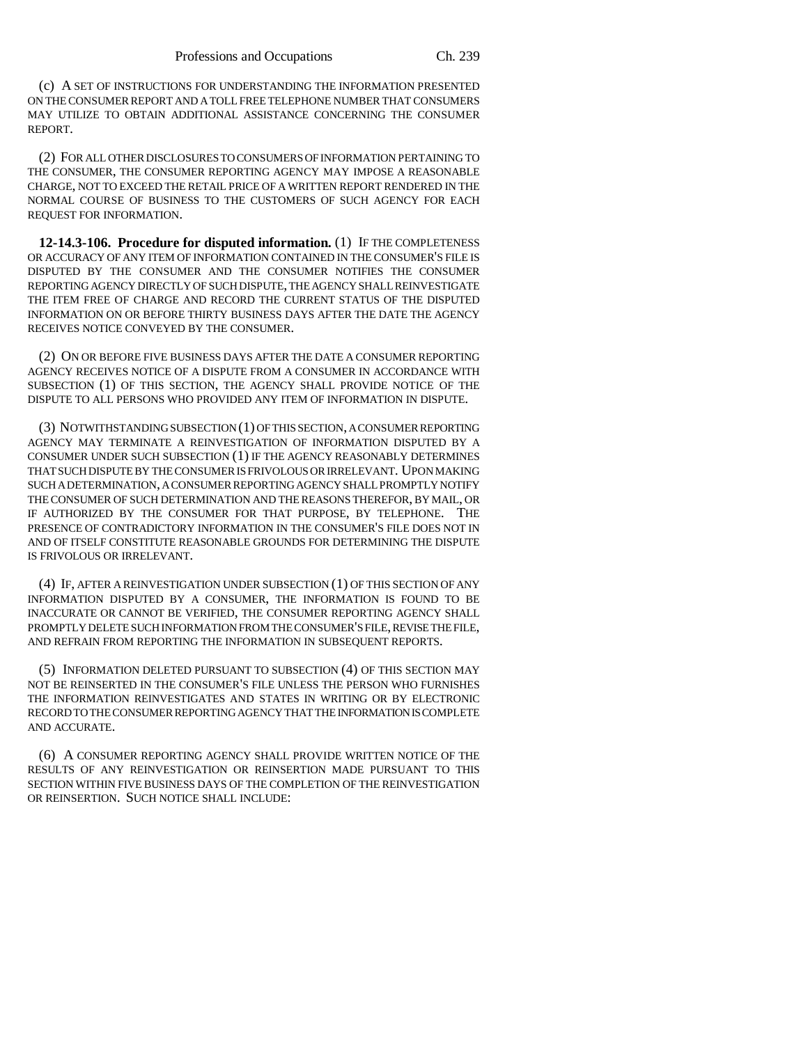(c) A SET OF INSTRUCTIONS FOR UNDERSTANDING THE INFORMATION PRESENTED ON THE CONSUMER REPORT AND A TOLL FREE TELEPHONE NUMBER THAT CONSUMERS MAY UTILIZE TO OBTAIN ADDITIONAL ASSISTANCE CONCERNING THE CONSUMER REPORT.

(2) FOR ALL OTHER DISCLOSURES TO CONSUMERS OF INFORMATION PERTAINING TO THE CONSUMER, THE CONSUMER REPORTING AGENCY MAY IMPOSE A REASONABLE CHARGE, NOT TO EXCEED THE RETAIL PRICE OF A WRITTEN REPORT RENDERED IN THE NORMAL COURSE OF BUSINESS TO THE CUSTOMERS OF SUCH AGENCY FOR EACH REQUEST FOR INFORMATION.

**12-14.3-106. Procedure for disputed information.** (1) IF THE COMPLETENESS OR ACCURACY OF ANY ITEM OF INFORMATION CONTAINED IN THE CONSUMER'S FILE IS DISPUTED BY THE CONSUMER AND THE CONSUMER NOTIFIES THE CONSUMER REPORTING AGENCY DIRECTLY OF SUCH DISPUTE, THE AGENCY SHALL REINVESTIGATE THE ITEM FREE OF CHARGE AND RECORD THE CURRENT STATUS OF THE DISPUTED INFORMATION ON OR BEFORE THIRTY BUSINESS DAYS AFTER THE DATE THE AGENCY RECEIVES NOTICE CONVEYED BY THE CONSUMER.

(2) ON OR BEFORE FIVE BUSINESS DAYS AFTER THE DATE A CONSUMER REPORTING AGENCY RECEIVES NOTICE OF A DISPUTE FROM A CONSUMER IN ACCORDANCE WITH SUBSECTION (1) OF THIS SECTION, THE AGENCY SHALL PROVIDE NOTICE OF THE DISPUTE TO ALL PERSONS WHO PROVIDED ANY ITEM OF INFORMATION IN DISPUTE.

(3) NOTWITHSTANDING SUBSECTION (1) OF THIS SECTION, A CONSUMER REPORTING AGENCY MAY TERMINATE A REINVESTIGATION OF INFORMATION DISPUTED BY A CONSUMER UNDER SUCH SUBSECTION (1) IF THE AGENCY REASONABLY DETERMINES THAT SUCH DISPUTE BY THE CONSUMER IS FRIVOLOUS OR IRRELEVANT. UPON MAKING SUCH A DETERMINATION, A CONSUMER REPORTING AGENCY SHALL PROMPTLY NOTIFY THE CONSUMER OF SUCH DETERMINATION AND THE REASONS THEREFOR, BY MAIL, OR IF AUTHORIZED BY THE CONSUMER FOR THAT PURPOSE, BY TELEPHONE. THE PRESENCE OF CONTRADICTORY INFORMATION IN THE CONSUMER'S FILE DOES NOT IN AND OF ITSELF CONSTITUTE REASONABLE GROUNDS FOR DETERMINING THE DISPUTE IS FRIVOLOUS OR IRRELEVANT.

(4) IF, AFTER A REINVESTIGATION UNDER SUBSECTION (1) OF THIS SECTION OF ANY INFORMATION DISPUTED BY A CONSUMER, THE INFORMATION IS FOUND TO BE INACCURATE OR CANNOT BE VERIFIED, THE CONSUMER REPORTING AGENCY SHALL PROMPTLY DELETE SUCH INFORMATION FROM THE CONSUMER'S FILE, REVISE THE FILE, AND REFRAIN FROM REPORTING THE INFORMATION IN SUBSEQUENT REPORTS.

(5) INFORMATION DELETED PURSUANT TO SUBSECTION (4) OF THIS SECTION MAY NOT BE REINSERTED IN THE CONSUMER'S FILE UNLESS THE PERSON WHO FURNISHES THE INFORMATION REINVESTIGATES AND STATES IN WRITING OR BY ELECTRONIC RECORD TO THE CONSUMER REPORTING AGENCY THAT THE INFORMATION IS COMPLETE AND ACCURATE.

(6) A CONSUMER REPORTING AGENCY SHALL PROVIDE WRITTEN NOTICE OF THE RESULTS OF ANY REINVESTIGATION OR REINSERTION MADE PURSUANT TO THIS SECTION WITHIN FIVE BUSINESS DAYS OF THE COMPLETION OF THE REINVESTIGATION OR REINSERTION. SUCH NOTICE SHALL INCLUDE: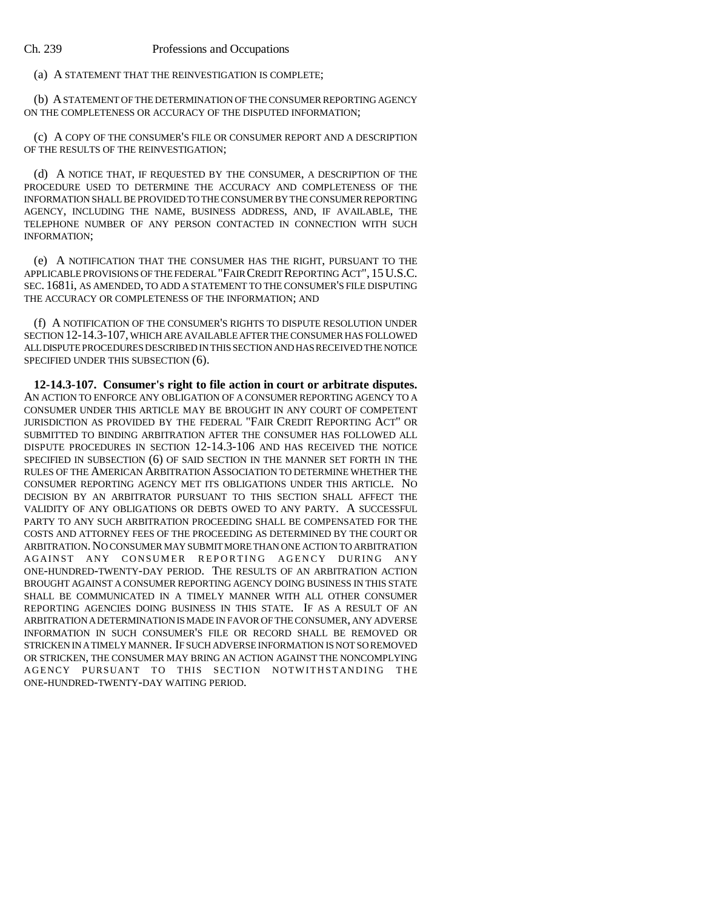(a) A STATEMENT THAT THE REINVESTIGATION IS COMPLETE;

(b) A STATEMENT OF THE DETERMINATION OF THE CONSUMER REPORTING AGENCY ON THE COMPLETENESS OR ACCURACY OF THE DISPUTED INFORMATION;

(c) A COPY OF THE CONSUMER'S FILE OR CONSUMER REPORT AND A DESCRIPTION OF THE RESULTS OF THE REINVESTIGATION;

(d) A NOTICE THAT, IF REQUESTED BY THE CONSUMER, A DESCRIPTION OF THE PROCEDURE USED TO DETERMINE THE ACCURACY AND COMPLETENESS OF THE INFORMATION SHALL BE PROVIDED TO THE CONSUMER BY THE CONSUMER REPORTING AGENCY, INCLUDING THE NAME, BUSINESS ADDRESS, AND, IF AVAILABLE, THE TELEPHONE NUMBER OF ANY PERSON CONTACTED IN CONNECTION WITH SUCH INFORMATION;

(e) A NOTIFICATION THAT THE CONSUMER HAS THE RIGHT, PURSUANT TO THE APPLICABLE PROVISIONS OF THE FEDERAL "FAIR CREDIT REPORTING ACT", 15 U.S.C. SEC. 1681i, AS AMENDED, TO ADD A STATEMENT TO THE CONSUMER'S FILE DISPUTING THE ACCURACY OR COMPLETENESS OF THE INFORMATION; AND

(f) A NOTIFICATION OF THE CONSUMER'S RIGHTS TO DISPUTE RESOLUTION UNDER SECTION 12-14.3-107, WHICH ARE AVAILABLE AFTER THE CONSUMER HAS FOLLOWED ALL DISPUTE PROCEDURES DESCRIBED IN THIS SECTION AND HAS RECEIVED THE NOTICE SPECIFIED UNDER THIS SUBSECTION (6).

**12-14.3-107. Consumer's right to file action in court or arbitrate disputes.** AN ACTION TO ENFORCE ANY OBLIGATION OF A CONSUMER REPORTING AGENCY TO A CONSUMER UNDER THIS ARTICLE MAY BE BROUGHT IN ANY COURT OF COMPETENT JURISDICTION AS PROVIDED BY THE FEDERAL "FAIR CREDIT REPORTING ACT" OR SUBMITTED TO BINDING ARBITRATION AFTER THE CONSUMER HAS FOLLOWED ALL DISPUTE PROCEDURES IN SECTION 12-14.3-106 AND HAS RECEIVED THE NOTICE SPECIFIED IN SUBSECTION (6) OF SAID SECTION IN THE MANNER SET FORTH IN THE RULES OF THE AMERICAN ARBITRATION ASSOCIATION TO DETERMINE WHETHER THE CONSUMER REPORTING AGENCY MET ITS OBLIGATIONS UNDER THIS ARTICLE. NO DECISION BY AN ARBITRATOR PURSUANT TO THIS SECTION SHALL AFFECT THE VALIDITY OF ANY OBLIGATIONS OR DEBTS OWED TO ANY PARTY. A SUCCESSFUL PARTY TO ANY SUCH ARBITRATION PROCEEDING SHALL BE COMPENSATED FOR THE COSTS AND ATTORNEY FEES OF THE PROCEEDING AS DETERMINED BY THE COURT OR ARBITRATION. NO CONSUMER MAY SUBMIT MORE THAN ONE ACTION TO ARBITRATION AGAINST ANY CONSUMER REPORTING AGENCY DURING ANY ONE-HUNDRED-TWENTY-DAY PERIOD. THE RESULTS OF AN ARBITRATION ACTION BROUGHT AGAINST A CONSUMER REPORTING AGENCY DOING BUSINESS IN THIS STATE SHALL BE COMMUNICATED IN A TIMELY MANNER WITH ALL OTHER CONSUMER REPORTING AGENCIES DOING BUSINESS IN THIS STATE. IF AS A RESULT OF AN ARBITRATION A DETERMINATION IS MADE IN FAVOR OF THE CONSUMER, ANY ADVERSE INFORMATION IN SUCH CONSUMER'S FILE OR RECORD SHALL BE REMOVED OR STRICKEN IN A TIMELY MANNER. IF SUCH ADVERSE INFORMATION IS NOT SO REMOVED OR STRICKEN, THE CONSUMER MAY BRING AN ACTION AGAINST THE NONCOMPLYING AGENCY PURSUANT TO THIS SECTION NOTWITHSTANDING THE ONE-HUNDRED-TWENTY-DAY WAITING PERIOD.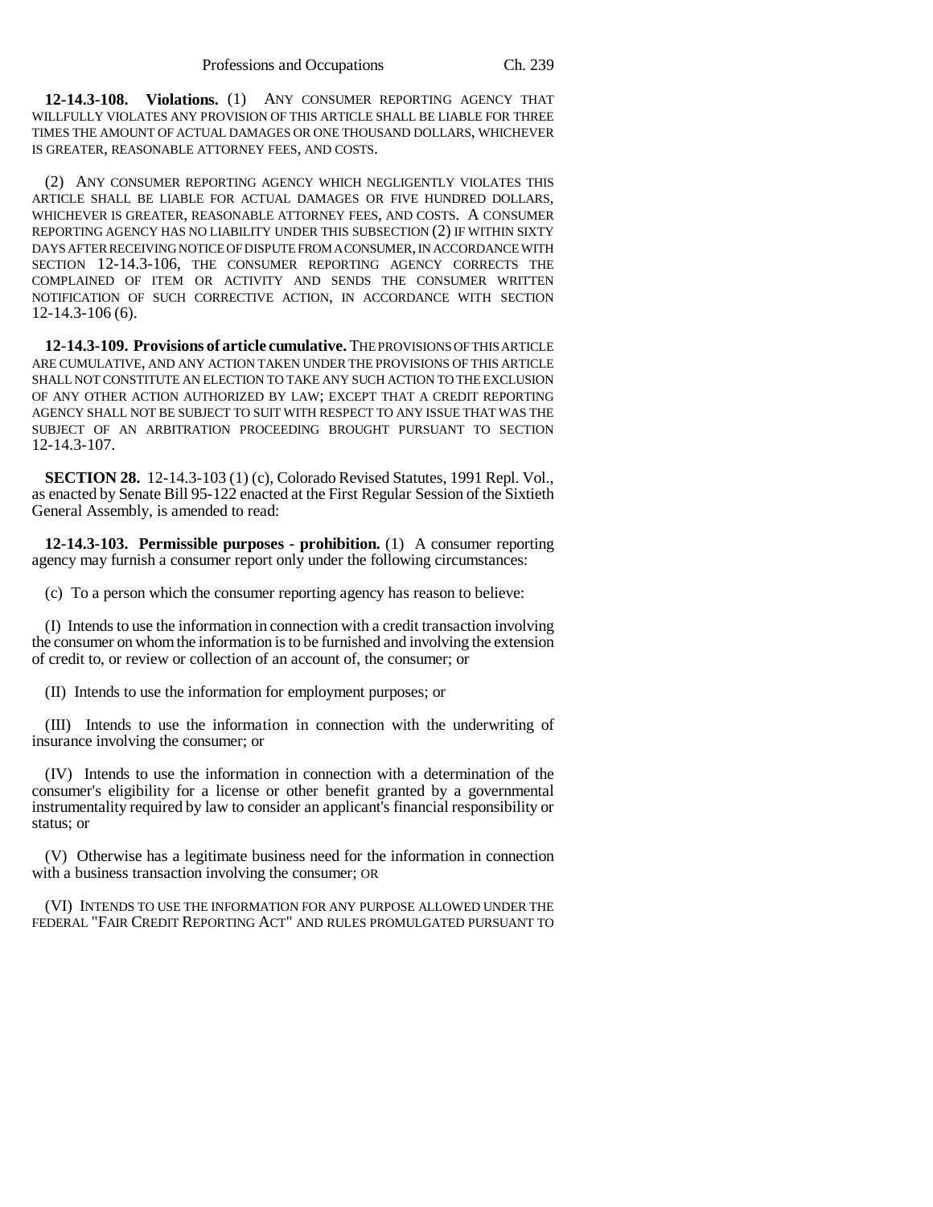**12-14.3-108. Violations.** (1) ANY CONSUMER REPORTING AGENCY THAT WILLFULLY VIOLATES ANY PROVISION OF THIS ARTICLE SHALL BE LIABLE FOR THREE TIMES THE AMOUNT OF ACTUAL DAMAGES OR ONE THOUSAND DOLLARS, WHICHEVER IS GREATER, REASONABLE ATTORNEY FEES, AND COSTS.

(2) ANY CONSUMER REPORTING AGENCY WHICH NEGLIGENTLY VIOLATES THIS ARTICLE SHALL BE LIABLE FOR ACTUAL DAMAGES OR FIVE HUNDRED DOLLARS, WHICHEVER IS GREATER, REASONABLE ATTORNEY FEES, AND COSTS. A CONSUMER REPORTING AGENCY HAS NO LIABILITY UNDER THIS SUBSECTION (2) IF WITHIN SIXTY DAYS AFTER RECEIVING NOTICE OF DISPUTE FROM A CONSUMER, IN ACCORDANCE WITH SECTION 12-14.3-106, THE CONSUMER REPORTING AGENCY CORRECTS THE COMPLAINED OF ITEM OR ACTIVITY AND SENDS THE CONSUMER WRITTEN NOTIFICATION OF SUCH CORRECTIVE ACTION, IN ACCORDANCE WITH SECTION 12-14.3-106 (6).

**12-14.3-109. Provisions of article cumulative.** THE PROVISIONS OF THIS ARTICLE ARE CUMULATIVE, AND ANY ACTION TAKEN UNDER THE PROVISIONS OF THIS ARTICLE SHALL NOT CONSTITUTE AN ELECTION TO TAKE ANY SUCH ACTION TO THE EXCLUSION OF ANY OTHER ACTION AUTHORIZED BY LAW; EXCEPT THAT A CREDIT REPORTING AGENCY SHALL NOT BE SUBJECT TO SUIT WITH RESPECT TO ANY ISSUE THAT WAS THE SUBJECT OF AN ARBITRATION PROCEEDING BROUGHT PURSUANT TO SECTION 12-14.3-107.

**SECTION 28.** 12-14.3-103 (1) (c), Colorado Revised Statutes, 1991 Repl. Vol., as enacted by Senate Bill 95-122 enacted at the First Regular Session of the Sixtieth General Assembly, is amended to read:

**12-14.3-103. Permissible purposes - prohibition.** (1) A consumer reporting agency may furnish a consumer report only under the following circumstances:

(c) To a person which the consumer reporting agency has reason to believe:

(I) Intends to use the information in connection with a credit transaction involving the consumer on whom the information is to be furnished and involving the extension of credit to, or review or collection of an account of, the consumer; or

(II) Intends to use the information for employment purposes; or

(III) Intends to use the information in connection with the underwriting of insurance involving the consumer; or

(IV) Intends to use the information in connection with a determination of the consumer's eligibility for a license or other benefit granted by a governmental instrumentality required by law to consider an applicant's financial responsibility or status; or

(V) Otherwise has a legitimate business need for the information in connection with a business transaction involving the consumer; OR

(VI) INTENDS TO USE THE INFORMATION FOR ANY PURPOSE ALLOWED UNDER THE FEDERAL "FAIR CREDIT REPORTING ACT" AND RULES PROMULGATED PURSUANT TO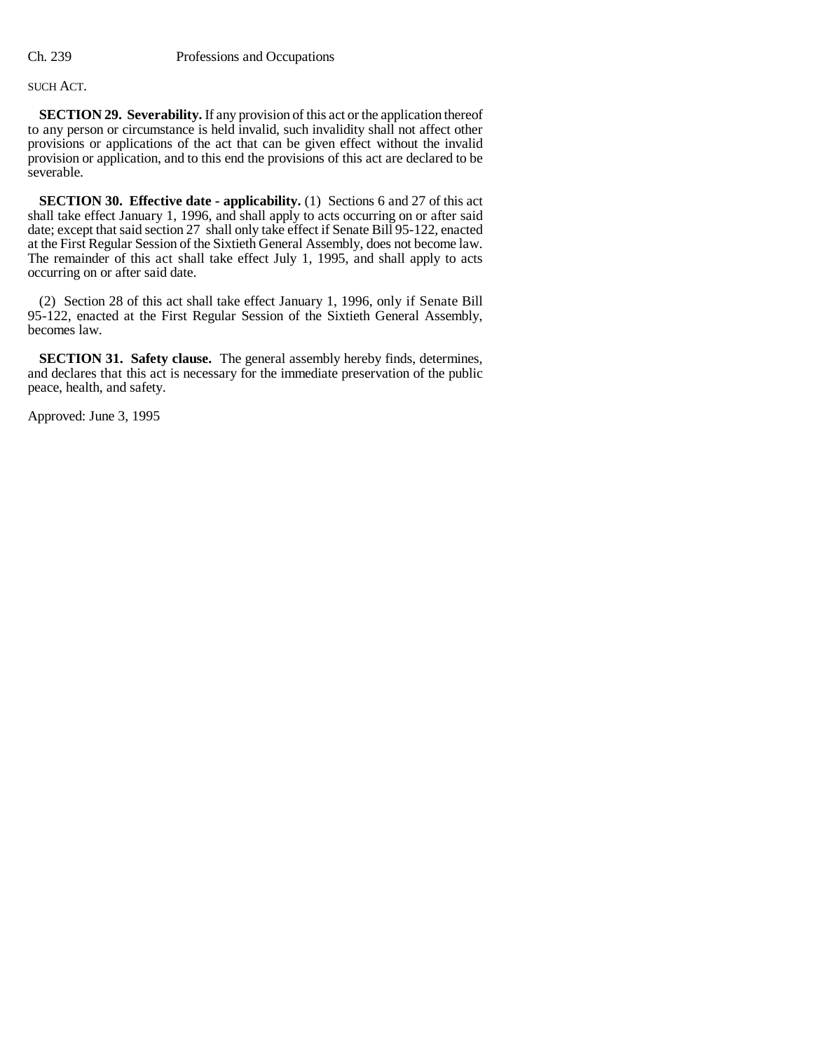SUCH ACT.

**SECTION 29. Severability.** If any provision of this act or the application thereof to any person or circumstance is held invalid, such invalidity shall not affect other provisions or applications of the act that can be given effect without the invalid provision or application, and to this end the provisions of this act are declared to be severable.

**SECTION 30. Effective date - applicability.** (1) Sections 6 and 27 of this act shall take effect January 1, 1996, and shall apply to acts occurring on or after said date; except that said section 27 shall only take effect if Senate Bill 95-122, enacted at the First Regular Session of the Sixtieth General Assembly, does not become law. The remainder of this act shall take effect July 1, 1995, and shall apply to acts occurring on or after said date.

(2) Section 28 of this act shall take effect January 1, 1996, only if Senate Bill 95-122, enacted at the First Regular Session of the Sixtieth General Assembly, becomes law.

**SECTION 31. Safety clause.** The general assembly hereby finds, determines, and declares that this act is necessary for the immediate preservation of the public peace, health, and safety.

Approved: June 3, 1995